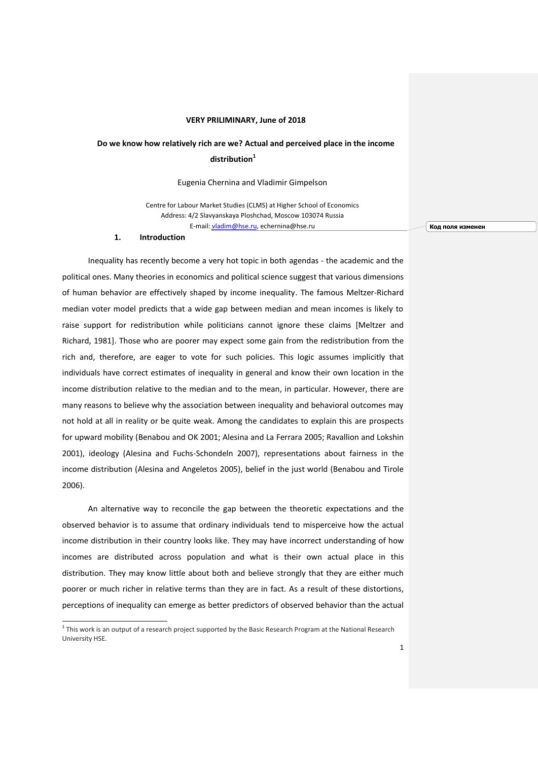**VERY PRILIMINARY, June of 2018**

# Do we know how relatively rich are we? Actual and perceived place in the income distribution[1]

Eugenia Chernina and Vladimir Gimpelson

Centre for Labour Market Studies (CLMS) at Higher School of Economics
Address: 4/2 Slavyanskaya Ploshchad, Moscow 103074 Russia
E-mail: vladim@hse.ru, echernina@hse.ru

## 1. Introduction

Inequality has recently become a very hot topic in both agendas - the academic and the political ones. Many theories in economics and political science suggest that various dimensions of human behavior are effectively shaped by income inequality. The famous Meltzer-Richard median voter model predicts that a wide gap between median and mean incomes is likely to raise support for redistribution while politicians cannot ignore these claims [Meltzer and Richard, 1981]. Those who are poorer may expect some gain from the redistribution from the rich and, therefore, are eager to vote for such policies. This logic assumes implicitly that individuals have correct estimates of inequality in general and know their own location in the income distribution relative to the median and to the mean, in particular. However, there are many reasons to believe why the association between inequality and behavioral outcomes may not hold at all in reality or be quite weak. Among the candidates to explain this are prospects for upward mobility (Benabou and OK 2001; Alesina and La Ferrara 2005; Ravallion and Lokshin 2001), ideology (Alesina and Fuchs-Schondeln 2007), representations about fairness in the income distribution (Alesina and Angeletos 2005), belief in the just world (Benabou and Tirole 2006).

An alternative way to reconcile the gap between the theoretic expectations and the observed behavior is to assume that ordinary individuals tend to misperceive how the actual income distribution in their country looks like. They may have incorrect understanding of how incomes are distributed across population and what is their own actual place in this distribution. They may know little about both and believe strongly that they are either much poorer or much richer in relative terms than they are in fact. As a result of these distortions, perceptions of inequality can emerge as better predictors of observed behavior than the actual

[1] This work is an output of a research project supported by the Basic Research Program at the National Research University HSE.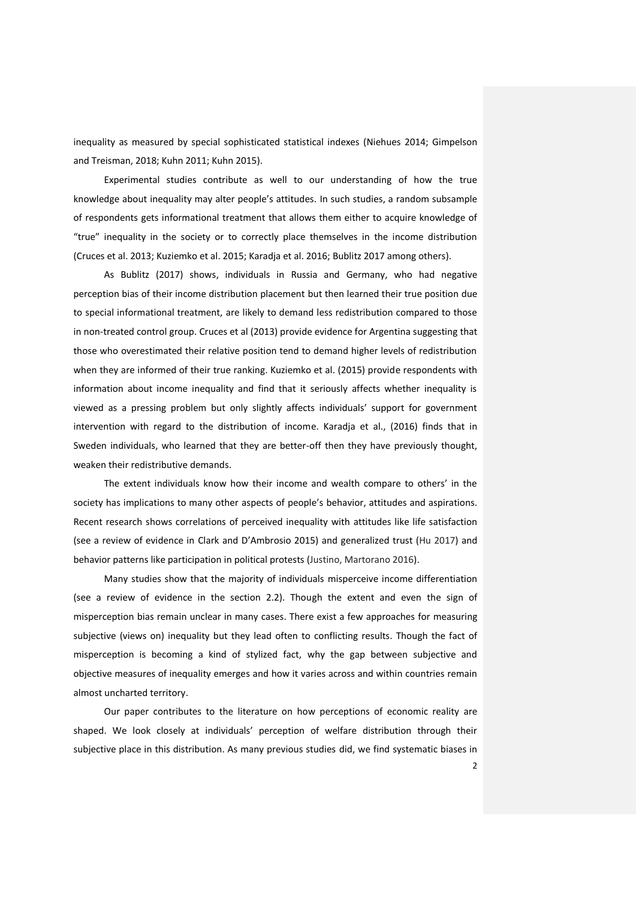inequality as measured by special sophisticated statistical indexes (Niehues 2014; Gimpelson and Treisman, 2018; Kuhn 2011; Kuhn 2015).

Experimental studies contribute as well to our understanding of how the true knowledge about inequality may alter people's attitudes. In such studies, a random subsample of respondents gets informational treatment that allows them either to acquire knowledge of "true" inequality in the society or to correctly place themselves in the income distribution (Cruces et al. 2013; Kuziemko et al. 2015; Karadja et al. 2016; Bublitz 2017 among others).

As Bublitz (2017) shows, individuals in Russia and Germany, who had negative perception bias of their income distribution placement but then learned their true position due to special informational treatment, are likely to demand less redistribution compared to those in non-treated control group. Cruces et al (2013) provide evidence for Argentina suggesting that those who overestimated their relative position tend to demand higher levels of redistribution when they are informed of their true ranking. Kuziemko et al. (2015) provide respondents with information about income inequality and find that it seriously affects whether inequality is viewed as a pressing problem but only slightly affects individuals' support for government intervention with regard to the distribution of income. Karadja et al., (2016) finds that in Sweden individuals, who learned that they are better-off then they have previously thought, weaken their redistributive demands.

The extent individuals know how their income and wealth compare to others' in the society has implications to many other aspects of people's behavior, attitudes and aspirations. Recent research shows correlations of perceived inequality with attitudes like life satisfaction (see a review of evidence in Clark and D'Ambrosio 2015) and generalized trust (Hu 2017) and behavior patterns like participation in political protests (Justino, Martorano 2016).

Many studies show that the majority of individuals misperceive income differentiation (see a review of evidence in the section 2.2). Though the extent and even the sign of misperception bias remain unclear in many cases. There exist a few approaches for measuring subjective (views on) inequality but they lead often to conflicting results. Though the fact of misperception is becoming a kind of stylized fact, why the gap between subjective and objective measures of inequality emerges and how it varies across and within countries remain almost uncharted territory.

Our paper contributes to the literature on how perceptions of economic reality are shaped. We look closely at individuals' perception of welfare distribution through their subjective place in this distribution. As many previous studies did, we find systematic biases in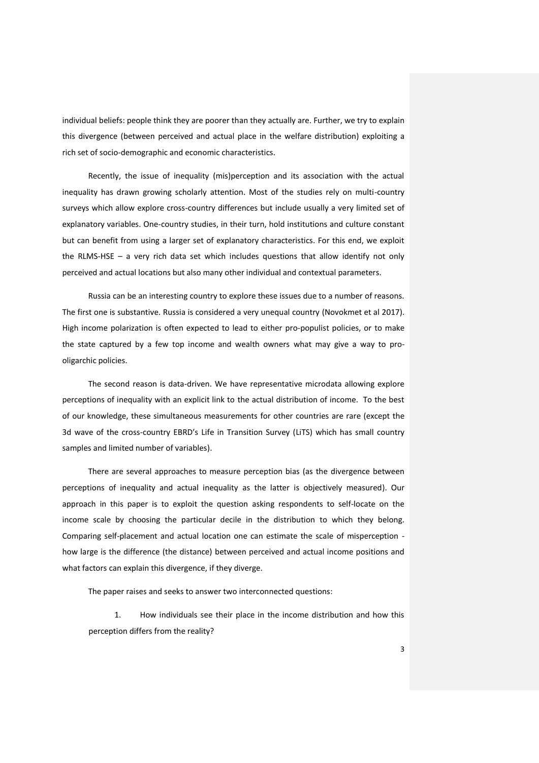individual beliefs: people think they are poorer than they actually are. Further, we try to explain this divergence (between perceived and actual place in the welfare distribution) exploiting a rich set of socio-demographic and economic characteristics.

Recently, the issue of inequality (mis)perception and its association with the actual inequality has drawn growing scholarly attention. Most of the studies rely on multi-country surveys which allow explore cross-country differences but include usually a very limited set of explanatory variables. One-country studies, in their turn, hold institutions and culture constant but can benefit from using a larger set of explanatory characteristics. For this end, we exploit the RLMS-HSE – a very rich data set which includes questions that allow identify not only perceived and actual locations but also many other individual and contextual parameters.

Russia can be an interesting country to explore these issues due to a number of reasons. The first one is substantive. Russia is considered a very unequal country (Novokmet et al 2017). High income polarization is often expected to lead to either pro-populist policies, or to make the state captured by a few top income and wealth owners what may give a way to pro-oligarchic policies.

The second reason is data-driven. We have representative microdata allowing explore perceptions of inequality with an explicit link to the actual distribution of income. To the best of our knowledge, these simultaneous measurements for other countries are rare (except the 3d wave of the cross-country EBRD's Life in Transition Survey (LiTS) which has small country samples and limited number of variables).

There are several approaches to measure perception bias (as the divergence between perceptions of inequality and actual inequality as the latter is objectively measured). Our approach in this paper is to exploit the question asking respondents to self-locate on the income scale by choosing the particular decile in the distribution to which they belong. Comparing self-placement and actual location one can estimate the scale of misperception - how large is the difference (the distance) between perceived and actual income positions and what factors can explain this divergence, if they diverge.

The paper raises and seeks to answer two interconnected questions:

1. How individuals see their place in the income distribution and how this perception differs from the reality?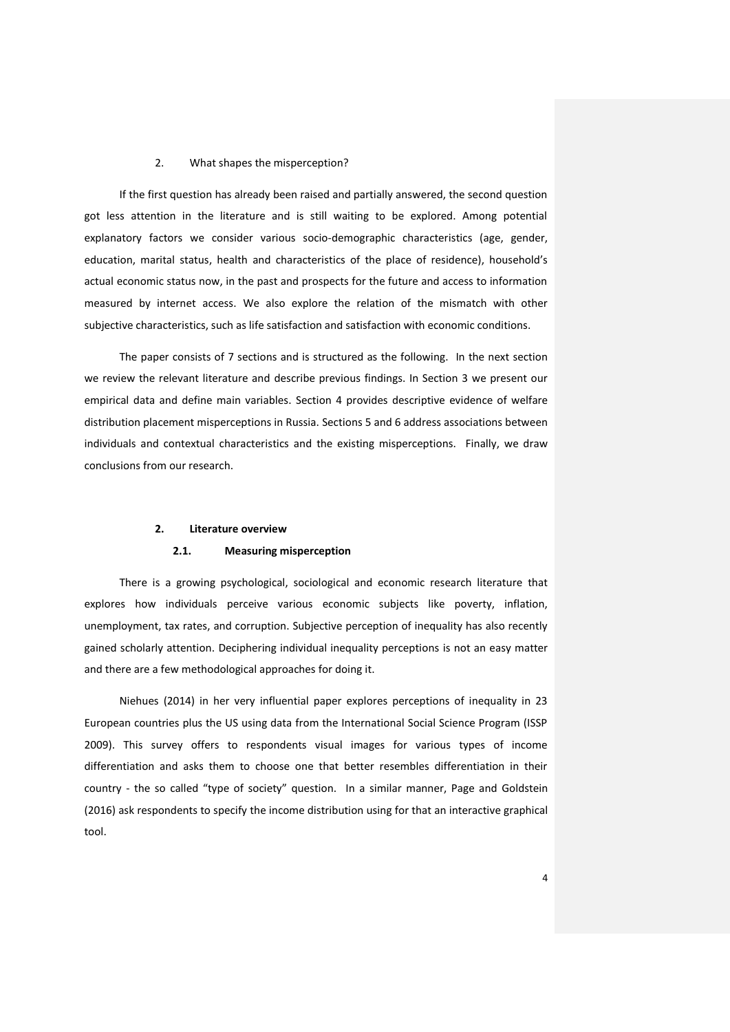2. What shapes the misperception?

If the first question has already been raised and partially answered, the second question got less attention in the literature and is still waiting to be explored. Among potential explanatory factors we consider various socio-demographic characteristics (age, gender, education, marital status, health and characteristics of the place of residence), household's actual economic status now, in the past and prospects for the future and access to information measured by internet access. We also explore the relation of the mismatch with other subjective characteristics, such as life satisfaction and satisfaction with economic conditions.

The paper consists of 7 sections and is structured as the following. In the next section we review the relevant literature and describe previous findings. In Section 3 we present our empirical data and define main variables. Section 4 provides descriptive evidence of welfare distribution placement misperceptions in Russia. Sections 5 and 6 address associations between individuals and contextual characteristics and the existing misperceptions. Finally, we draw conclusions from our research.

## 2. Literature overview

### 2.1. Measuring misperception

There is a growing psychological, sociological and economic research literature that explores how individuals perceive various economic subjects like poverty, inflation, unemployment, tax rates, and corruption. Subjective perception of inequality has also recently gained scholarly attention. Deciphering individual inequality perceptions is not an easy matter and there are a few methodological approaches for doing it.

Niehues (2014) in her very influential paper explores perceptions of inequality in 23 European countries plus the US using data from the International Social Science Program (ISSP 2009). This survey offers to respondents visual images for various types of income differentiation and asks them to choose one that better resembles differentiation in their country - the so called "type of society" question. In a similar manner, Page and Goldstein (2016) ask respondents to specify the income distribution using for that an interactive graphical tool.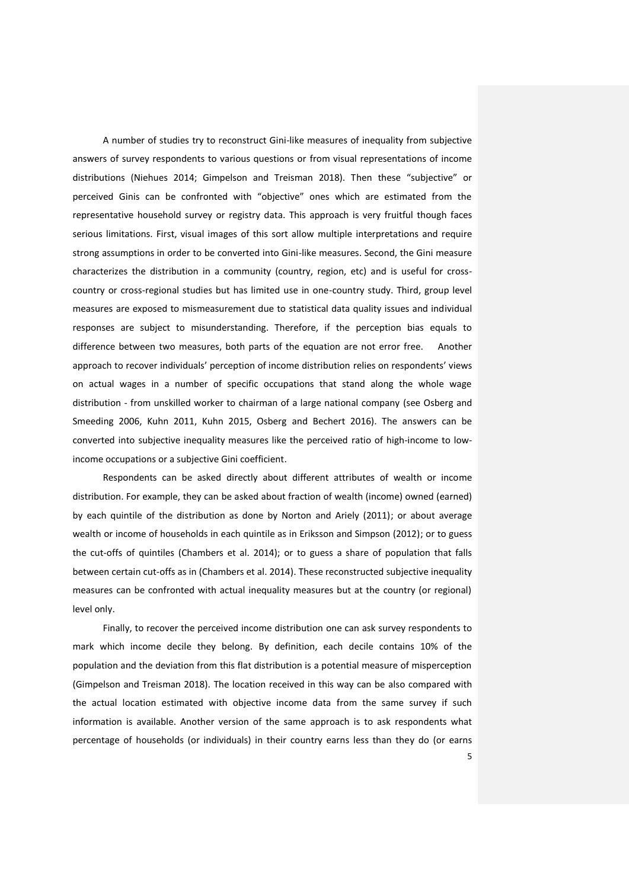A number of studies try to reconstruct Gini-like measures of inequality from subjective answers of survey respondents to various questions or from visual representations of income distributions (Niehues 2014; Gimpelson and Treisman 2018). Then these "subjective" or perceived Ginis can be confronted with "objective" ones which are estimated from the representative household survey or registry data. This approach is very fruitful though faces serious limitations. First, visual images of this sort allow multiple interpretations and require strong assumptions in order to be converted into Gini-like measures. Second, the Gini measure characterizes the distribution in a community (country, region, etc) and is useful for cross-country or cross-regional studies but has limited use in one-country study. Third, group level measures are exposed to mismeasurement due to statistical data quality issues and individual responses are subject to misunderstanding. Therefore, if the perception bias equals to difference between two measures, both parts of the equation are not error free. Another approach to recover individuals' perception of income distribution relies on respondents' views on actual wages in a number of specific occupations that stand along the whole wage distribution - from unskilled worker to chairman of a large national company (see Osberg and Smeeding 2006, Kuhn 2011, Kuhn 2015, Osberg and Bechert 2016). The answers can be converted into subjective inequality measures like the perceived ratio of high-income to low-income occupations or a subjective Gini coefficient.

Respondents can be asked directly about different attributes of wealth or income distribution. For example, they can be asked about fraction of wealth (income) owned (earned) by each quintile of the distribution as done by Norton and Ariely (2011); or about average wealth or income of households in each quintile as in Eriksson and Simpson (2012); or to guess the cut-offs of quintiles (Chambers et al. 2014); or to guess a share of population that falls between certain cut-offs as in (Chambers et al. 2014). These reconstructed subjective inequality measures can be confronted with actual inequality measures but at the country (or regional) level only.

Finally, to recover the perceived income distribution one can ask survey respondents to mark which income decile they belong. By definition, each decile contains 10% of the population and the deviation from this flat distribution is a potential measure of misperception (Gimpelson and Treisman 2018). The location received in this way can be also compared with the actual location estimated with objective income data from the same survey if such information is available. Another version of the same approach is to ask respondents what percentage of households (or individuals) in their country earns less than they do (or earns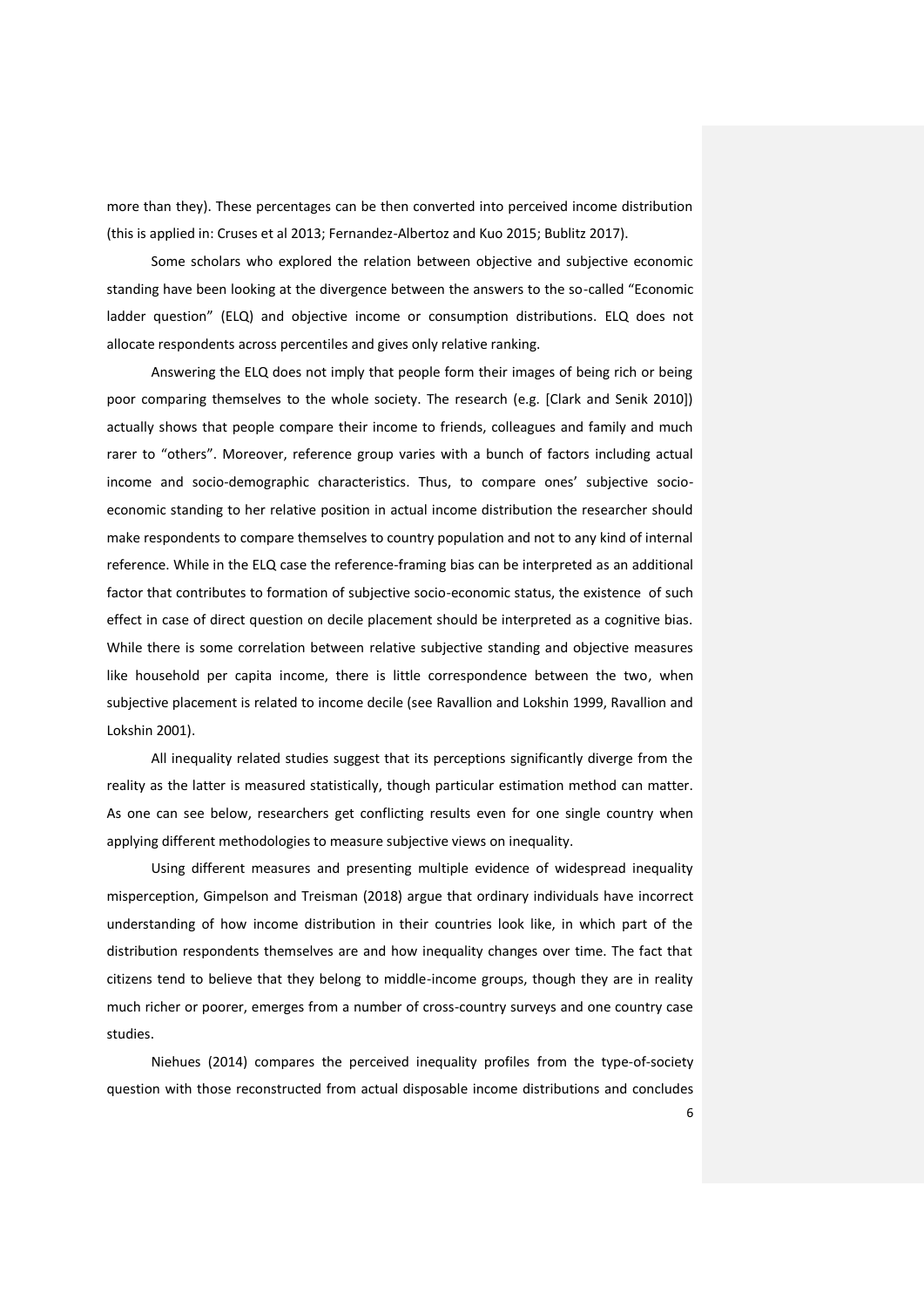more than they). These percentages can be then converted into perceived income distribution (this is applied in: Cruses et al 2013; Fernandez-Albertoz and Kuo 2015; Bublitz 2017).

Some scholars who explored the relation between objective and subjective economic standing have been looking at the divergence between the answers to the so-called "Economic ladder question" (ELQ) and objective income or consumption distributions. ELQ does not allocate respondents across percentiles and gives only relative ranking.

Answering the ELQ does not imply that people form their images of being rich or being poor comparing themselves to the whole society. The research (e.g. [Clark and Senik 2010]) actually shows that people compare their income to friends, colleagues and family and much rarer to "others". Moreover, reference group varies with a bunch of factors including actual income and socio-demographic characteristics. Thus, to compare ones' subjective socio-economic standing to her relative position in actual income distribution the researcher should make respondents to compare themselves to country population and not to any kind of internal reference. While in the ELQ case the reference-framing bias can be interpreted as an additional factor that contributes to formation of subjective socio-economic status, the existence of such effect in case of direct question on decile placement should be interpreted as a cognitive bias. While there is some correlation between relative subjective standing and objective measures like household per capita income, there is little correspondence between the two, when subjective placement is related to income decile (see Ravallion and Lokshin 1999, Ravallion and Lokshin 2001).

All inequality related studies suggest that its perceptions significantly diverge from the reality as the latter is measured statistically, though particular estimation method can matter. As one can see below, researchers get conflicting results even for one single country when applying different methodologies to measure subjective views on inequality.

Using different measures and presenting multiple evidence of widespread inequality misperception, Gimpelson and Treisman (2018) argue that ordinary individuals have incorrect understanding of how income distribution in their countries look like, in which part of the distribution respondents themselves are and how inequality changes over time. The fact that citizens tend to believe that they belong to middle-income groups, though they are in reality much richer or poorer, emerges from a number of cross-country surveys and one country case studies.

Niehues (2014) compares the perceived inequality profiles from the type-of-society question with those reconstructed from actual disposable income distributions and concludes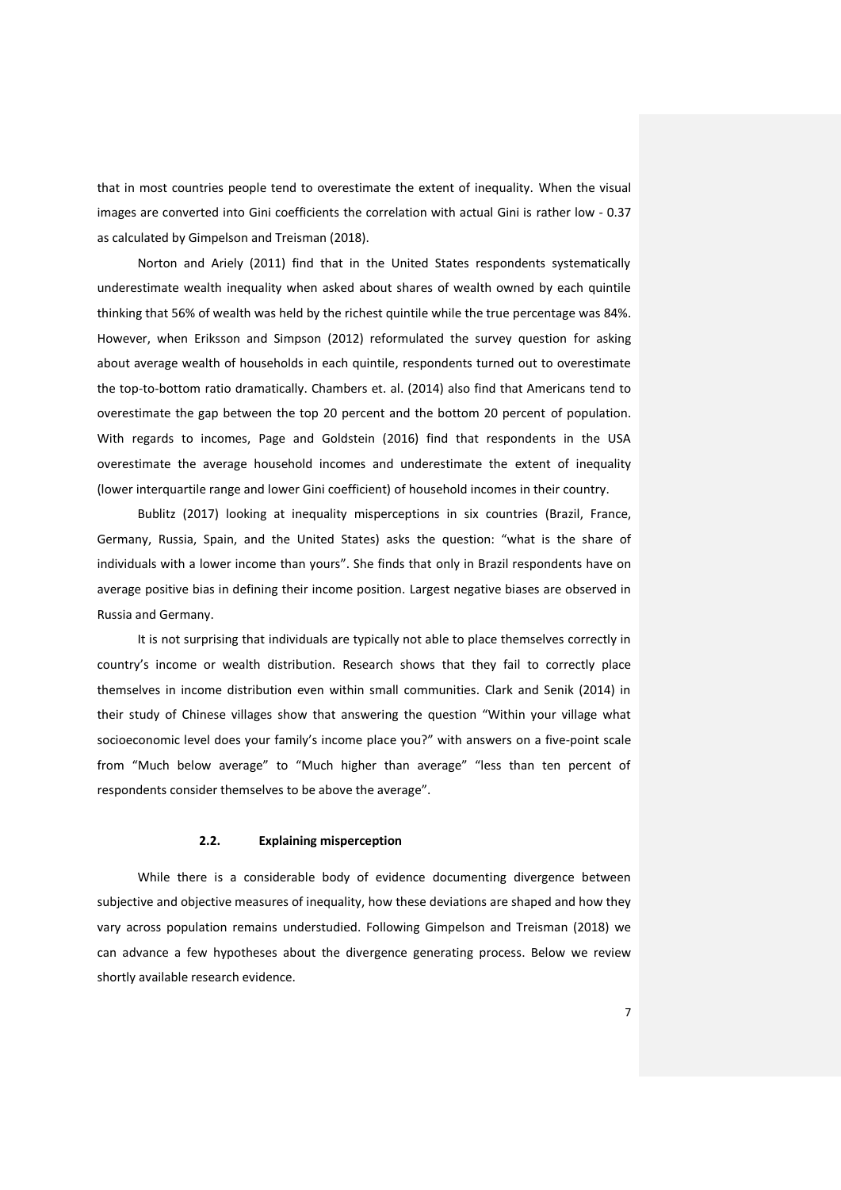that in most countries people tend to overestimate the extent of inequality. When the visual images are converted into Gini coefficients the correlation with actual Gini is rather low - 0.37 as calculated by Gimpelson and Treisman (2018).

Norton and Ariely (2011) find that in the United States respondents systematically underestimate wealth inequality when asked about shares of wealth owned by each quintile thinking that 56% of wealth was held by the richest quintile while the true percentage was 84%. However, when Eriksson and Simpson (2012) reformulated the survey question for asking about average wealth of households in each quintile, respondents turned out to overestimate the top-to-bottom ratio dramatically. Chambers et. al. (2014) also find that Americans tend to overestimate the gap between the top 20 percent and the bottom 20 percent of population. With regards to incomes, Page and Goldstein (2016) find that respondents in the USA overestimate the average household incomes and underestimate the extent of inequality (lower interquartile range and lower Gini coefficient) of household incomes in their country.

Bublitz (2017) looking at inequality misperceptions in six countries (Brazil, France, Germany, Russia, Spain, and the United States) asks the question: "what is the share of individuals with a lower income than yours". She finds that only in Brazil respondents have on average positive bias in defining their income position. Largest negative biases are observed in Russia and Germany.

It is not surprising that individuals are typically not able to place themselves correctly in country's income or wealth distribution. Research shows that they fail to correctly place themselves in income distribution even within small communities. Clark and Senik (2014) in their study of Chinese villages show that answering the question "Within your village what socioeconomic level does your family's income place you?" with answers on a five-point scale from "Much below average" to "Much higher than average" "less than ten percent of respondents consider themselves to be above the average".

### 2.2. Explaining misperception

While there is a considerable body of evidence documenting divergence between subjective and objective measures of inequality, how these deviations are shaped and how they vary across population remains understudied. Following Gimpelson and Treisman (2018) we can advance a few hypotheses about the divergence generating process. Below we review shortly available research evidence.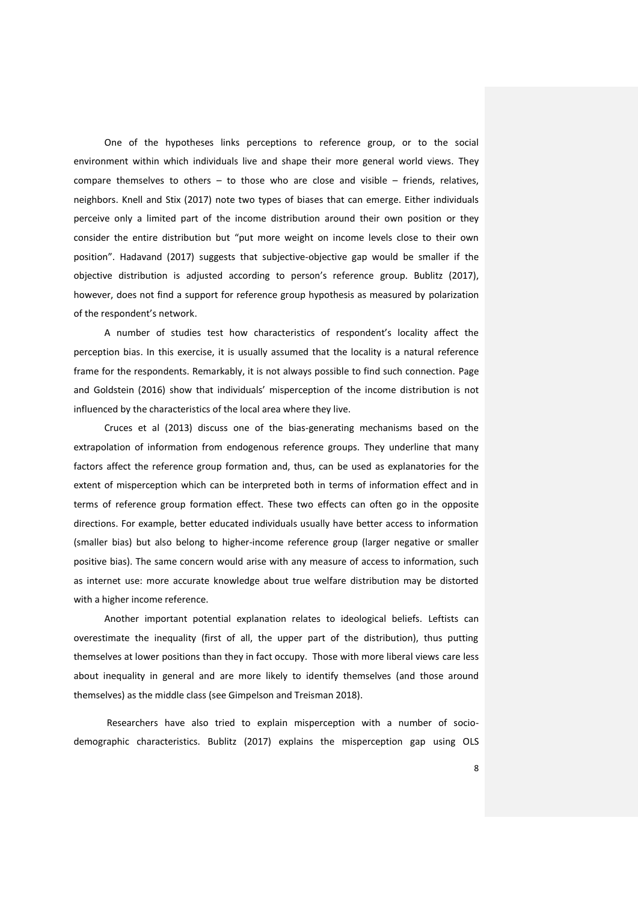One of the hypotheses links perceptions to reference group, or to the social environment within which individuals live and shape their more general world views. They compare themselves to others – to those who are close and visible – friends, relatives, neighbors. Knell and Stix (2017) note two types of biases that can emerge. Either individuals perceive only a limited part of the income distribution around their own position or they consider the entire distribution but "put more weight on income levels close to their own position". Hadavand (2017) suggests that subjective-objective gap would be smaller if the objective distribution is adjusted according to person's reference group. Bublitz (2017), however, does not find a support for reference group hypothesis as measured by polarization of the respondent's network.

A number of studies test how characteristics of respondent's locality affect the perception bias. In this exercise, it is usually assumed that the locality is a natural reference frame for the respondents. Remarkably, it is not always possible to find such connection. Page and Goldstein (2016) show that individuals' misperception of the income distribution is not influenced by the characteristics of the local area where they live.

Cruces et al (2013) discuss one of the bias-generating mechanisms based on the extrapolation of information from endogenous reference groups. They underline that many factors affect the reference group formation and, thus, can be used as explanatories for the extent of misperception which can be interpreted both in terms of information effect and in terms of reference group formation effect. These two effects can often go in the opposite directions. For example, better educated individuals usually have better access to information (smaller bias) but also belong to higher-income reference group (larger negative or smaller positive bias). The same concern would arise with any measure of access to information, such as internet use: more accurate knowledge about true welfare distribution may be distorted with a higher income reference.

Another important potential explanation relates to ideological beliefs. Leftists can overestimate the inequality (first of all, the upper part of the distribution), thus putting themselves at lower positions than they in fact occupy. Those with more liberal views care less about inequality in general and are more likely to identify themselves (and those around themselves) as the middle class (see Gimpelson and Treisman 2018).

Researchers have also tried to explain misperception with a number of socio-demographic characteristics. Bublitz (2017) explains the misperception gap using OLS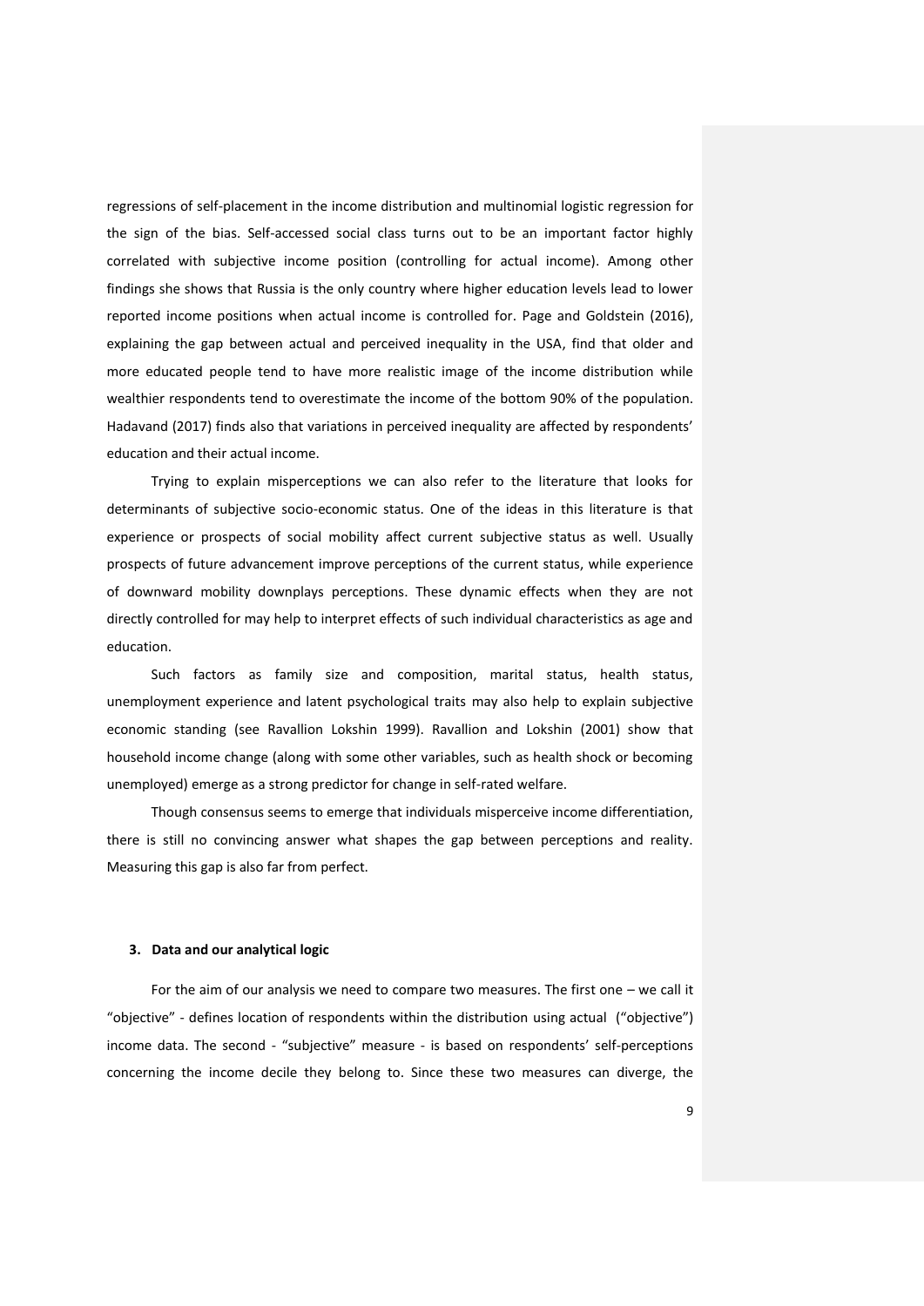regressions of self-placement in the income distribution and multinomial logistic regression for the sign of the bias. Self-accessed social class turns out to be an important factor highly correlated with subjective income position (controlling for actual income). Among other findings she shows that Russia is the only country where higher education levels lead to lower reported income positions when actual income is controlled for. Page and Goldstein (2016), explaining the gap between actual and perceived inequality in the USA, find that older and more educated people tend to have more realistic image of the income distribution while wealthier respondents tend to overestimate the income of the bottom 90% of the population. Hadavand (2017) finds also that variations in perceived inequality are affected by respondents' education and their actual income.

Trying to explain misperceptions we can also refer to the literature that looks for determinants of subjective socio-economic status. One of the ideas in this literature is that experience or prospects of social mobility affect current subjective status as well. Usually prospects of future advancement improve perceptions of the current status, while experience of downward mobility downplays perceptions. These dynamic effects when they are not directly controlled for may help to interpret effects of such individual characteristics as age and education.

Such factors as family size and composition, marital status, health status, unemployment experience and latent psychological traits may also help to explain subjective economic standing (see Ravallion Lokshin 1999). Ravallion and Lokshin (2001) show that household income change (along with some other variables, such as health shock or becoming unemployed) emerge as a strong predictor for change in self-rated welfare.

Though consensus seems to emerge that individuals misperceive income differentiation, there is still no convincing answer what shapes the gap between perceptions and reality. Measuring this gap is also far from perfect.

### 3. Data and our analytical logic

For the aim of our analysis we need to compare two measures. The first one – we call it "objective" - defines location of respondents within the distribution using actual ("objective") income data. The second - "subjective" measure - is based on respondents' self-perceptions concerning the income decile they belong to. Since these two measures can diverge, the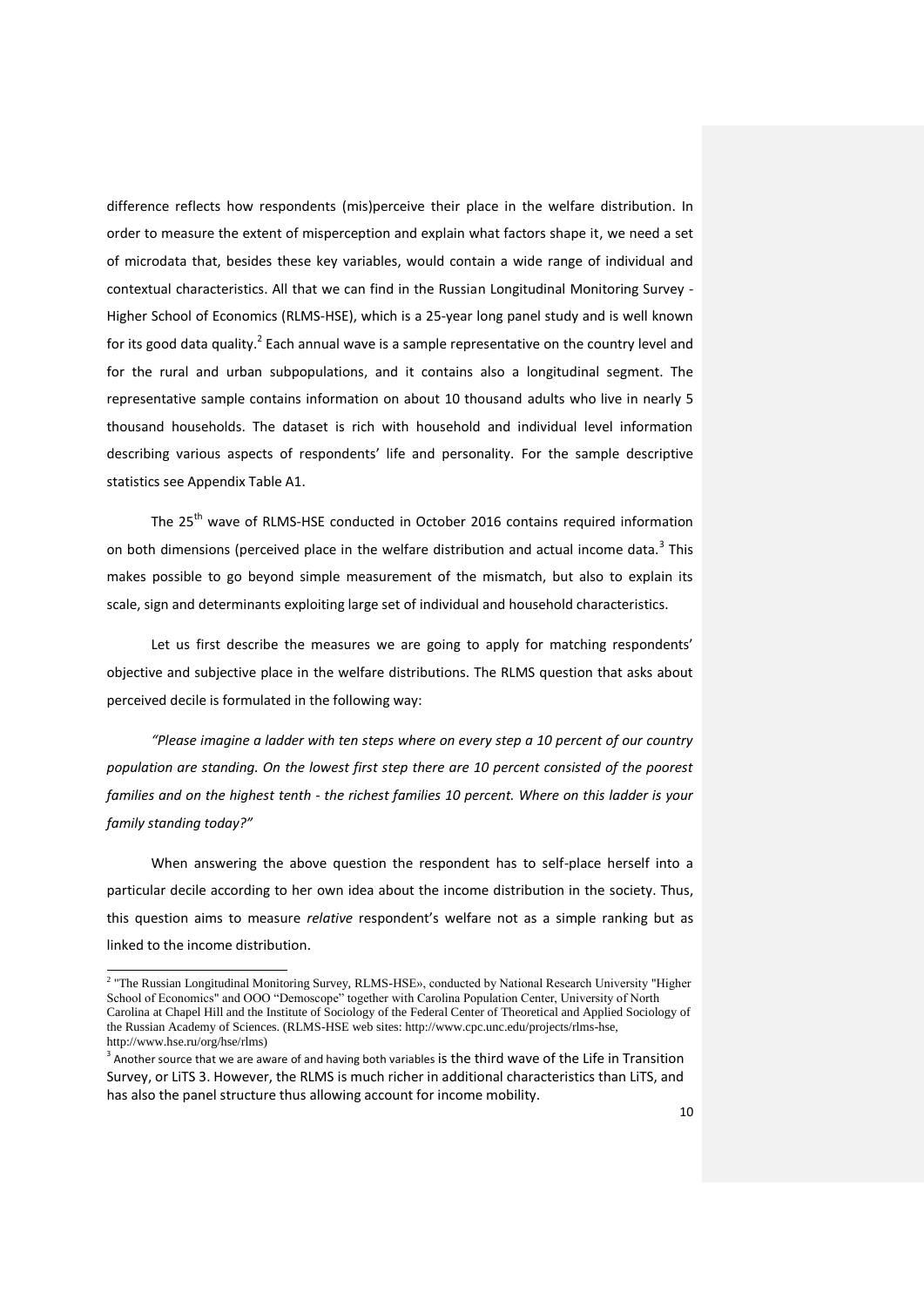difference reflects how respondents (mis)perceive their place in the welfare distribution. In order to measure the extent of misperception and explain what factors shape it, we need a set of microdata that, besides these key variables, would contain a wide range of individual and contextual characteristics. All that we can find in the Russian Longitudinal Monitoring Survey - Higher School of Economics (RLMS-HSE), which is a 25-year long panel study and is well known for its good data quality.[2] Each annual wave is a sample representative on the country level and for the rural and urban subpopulations, and it contains also a longitudinal segment. The representative sample contains information on about 10 thousand adults who live in nearly 5 thousand households. The dataset is rich with household and individual level information describing various aspects of respondents' life and personality. For the sample descriptive statistics see Appendix Table A1.

The 25[th] wave of RLMS-HSE conducted in October 2016 contains required information on both dimensions (perceived place in the welfare distribution and actual income data.[3] This makes possible to go beyond simple measurement of the mismatch, but also to explain its scale, sign and determinants exploiting large set of individual and household characteristics.

Let us first describe the measures we are going to apply for matching respondents' objective and subjective place in the welfare distributions. The RLMS question that asks about perceived decile is formulated in the following way:

*"Please imagine a ladder with ten steps where on every step a 10 percent of our country population are standing. On the lowest first step there are 10 percent consisted of the poorest families and on the highest tenth - the richest families 10 percent. Where on this ladder is your family standing today?"*

When answering the above question the respondent has to self-place herself into a particular decile according to her own idea about the income distribution in the society. Thus, this question aims to measure *relative* respondent's welfare not as a simple ranking but as linked to the income distribution.

---

[2] "The Russian Longitudinal Monitoring Survey, RLMS-HSE», conducted by National Research University "Higher School of Economics" and OOO "Demoscope" together with Carolina Population Center, University of North Carolina at Chapel Hill and the Institute of Sociology of the Federal Center of Theoretical and Applied Sociology of the Russian Academy of Sciences. (RLMS-HSE web sites: http://www.cpc.unc.edu/projects/rlms-hse, http://www.hse.ru/org/hse/rlms)

[3] Another source that we are aware of and having both variables is the third wave of the Life in Transition Survey, or LiTS 3. However, the RLMS is much richer in additional characteristics than LiTS, and has also the panel structure thus allowing account for income mobility.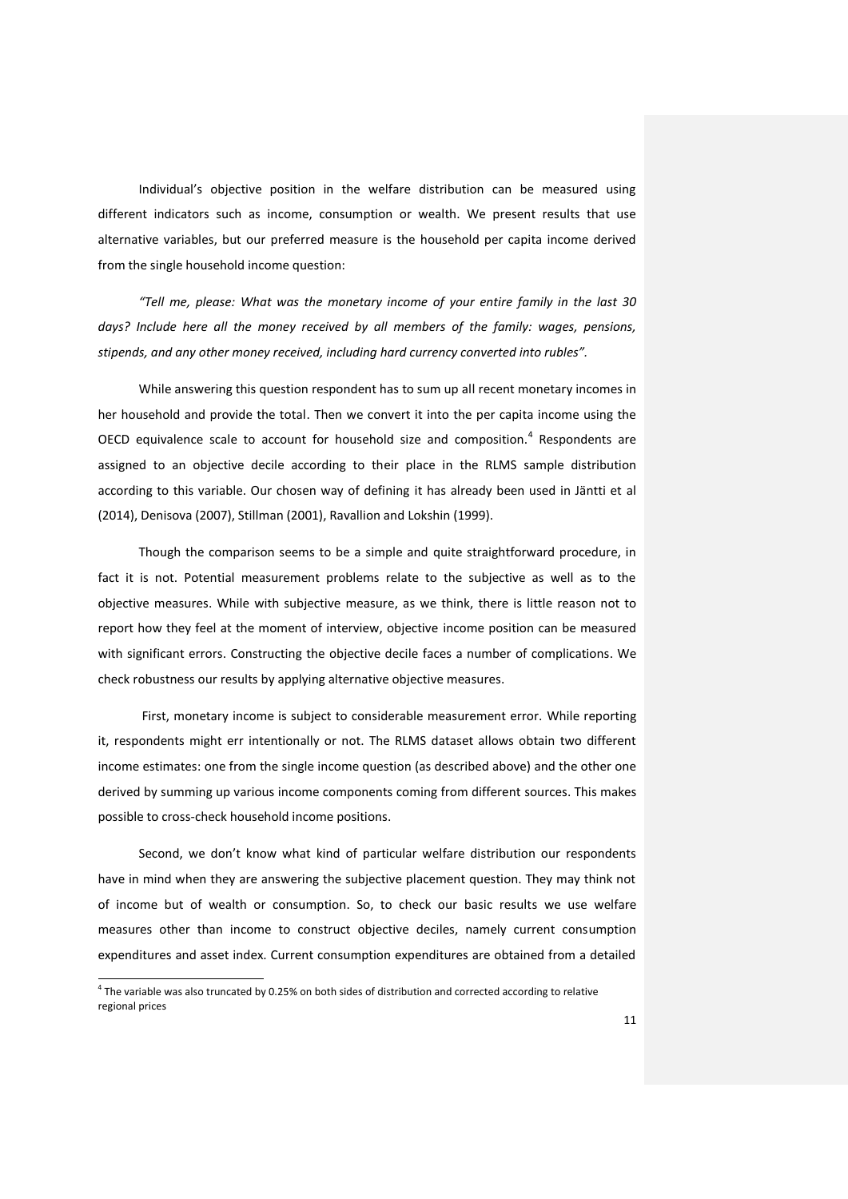Individual's objective position in the welfare distribution can be measured using different indicators such as income, consumption or wealth. We present results that use alternative variables, but our preferred measure is the household per capita income derived from the single household income question:

*"Tell me, please: What was the monetary income of your entire family in the last 30 days? Include here all the money received by all members of the family: wages, pensions, stipends, and any other money received, including hard currency converted into rubles".*

While answering this question respondent has to sum up all recent monetary incomes in her household and provide the total. Then we convert it into the per capita income using the OECD equivalence scale to account for household size and composition.[4] Respondents are assigned to an objective decile according to their place in the RLMS sample distribution according to this variable. Our chosen way of defining it has already been used in Jäntti et al (2014), Denisova (2007), Stillman (2001), Ravallion and Lokshin (1999).

Though the comparison seems to be a simple and quite straightforward procedure, in fact it is not. Potential measurement problems relate to the subjective as well as to the objective measures. While with subjective measure, as we think, there is little reason not to report how they feel at the moment of interview, objective income position can be measured with significant errors. Constructing the objective decile faces a number of complications. We check robustness our results by applying alternative objective measures.

First, monetary income is subject to considerable measurement error. While reporting it, respondents might err intentionally or not. The RLMS dataset allows obtain two different income estimates: one from the single income question (as described above) and the other one derived by summing up various income components coming from different sources. This makes possible to cross-check household income positions.

Second, we don't know what kind of particular welfare distribution our respondents have in mind when they are answering the subjective placement question. They may think not of income but of wealth or consumption. So, to check our basic results we use welfare measures other than income to construct objective deciles, namely current consumption expenditures and asset index. Current consumption expenditures are obtained from a detailed

[4] The variable was also truncated by 0.25% on both sides of distribution and corrected according to relative regional prices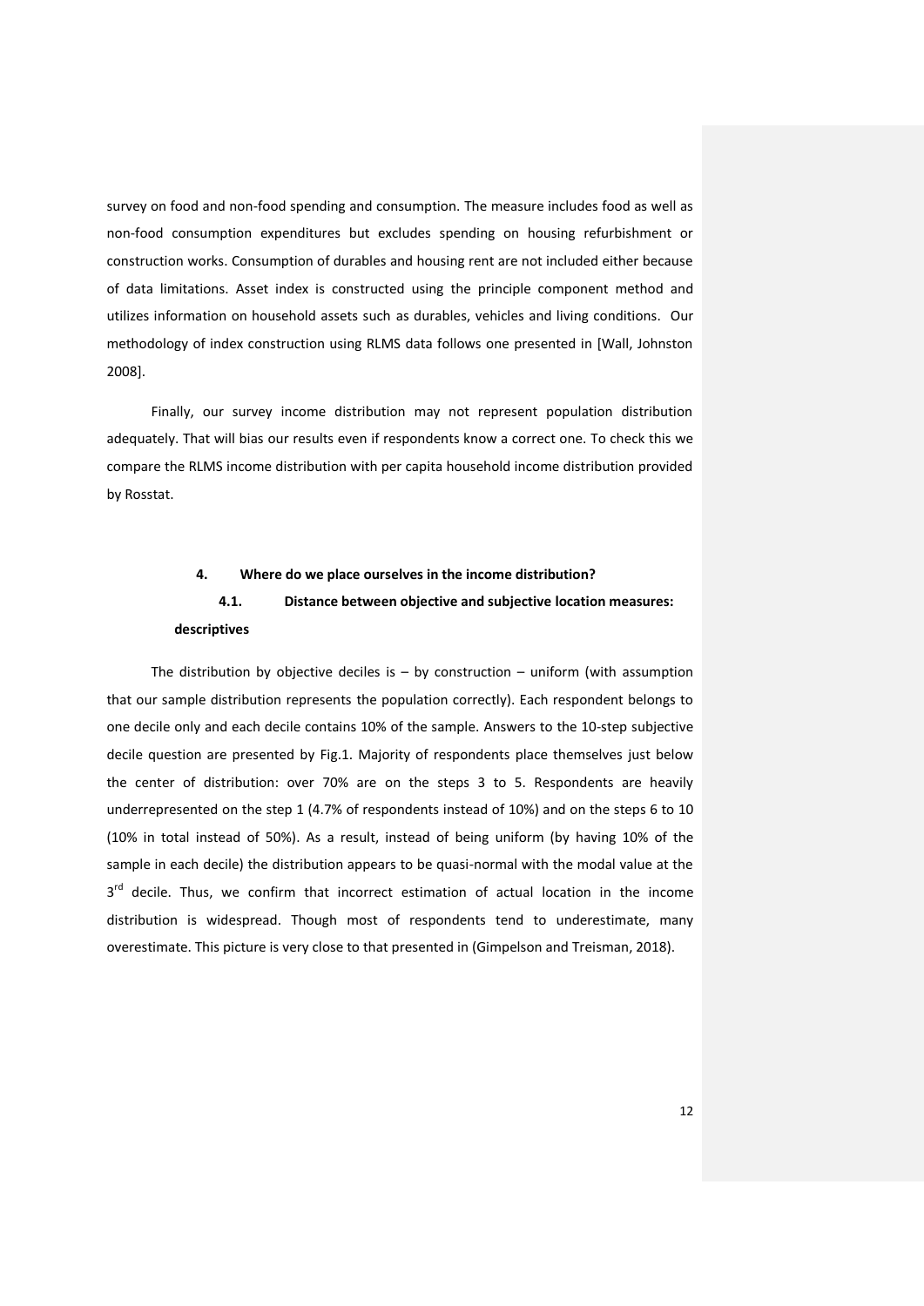survey on food and non-food spending and consumption. The measure includes food as well as non-food consumption expenditures but excludes spending on housing refurbishment or construction works. Consumption of durables and housing rent are not included either because of data limitations. Asset index is constructed using the principle component method and utilizes information on household assets such as durables, vehicles and living conditions. Our methodology of index construction using RLMS data follows one presented in [Wall, Johnston 2008].

Finally, our survey income distribution may not represent population distribution adequately. That will bias our results even if respondents know a correct one. To check this we compare the RLMS income distribution with per capita household income distribution provided by Rosstat.

## 4. Where do we place ourselves in the income distribution?

### 4.1. Distance between objective and subjective location measures: descriptives

The distribution by objective deciles is – by construction – uniform (with assumption that our sample distribution represents the population correctly). Each respondent belongs to one decile only and each decile contains 10% of the sample. Answers to the 10-step subjective decile question are presented by Fig.1. Majority of respondents place themselves just below the center of distribution: over 70% are on the steps 3 to 5. Respondents are heavily underrepresented on the step 1 (4.7% of respondents instead of 10%) and on the steps 6 to 10 (10% in total instead of 50%). As a result, instead of being uniform (by having 10% of the sample in each decile) the distribution appears to be quasi-normal with the modal value at the 3rd decile. Thus, we confirm that incorrect estimation of actual location in the income distribution is widespread. Though most of respondents tend to underestimate, many overestimate. This picture is very close to that presented in (Gimpelson and Treisman, 2018).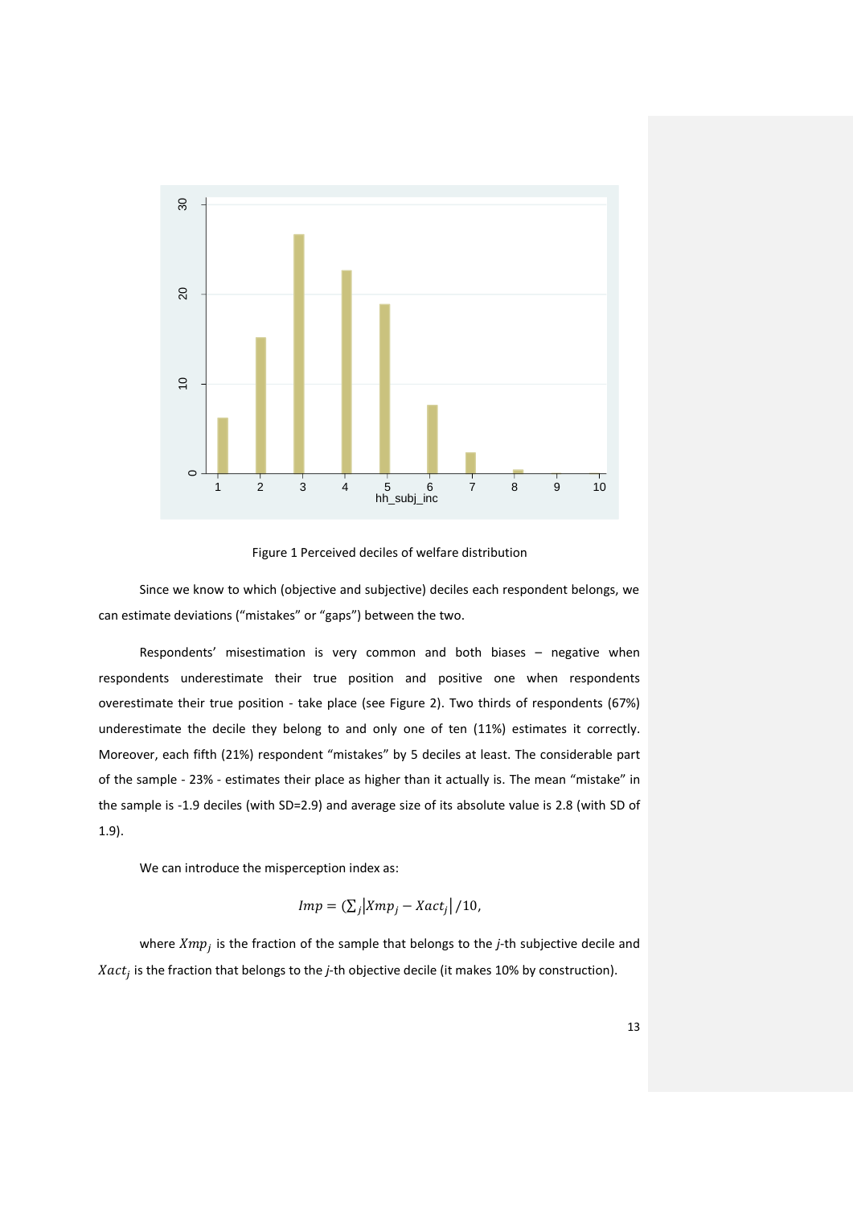Figure 1 Perceived deciles of welfare distribution

Since we know to which (objective and subjective) deciles each respondent belongs, we can estimate deviations ("mistakes" or "gaps") between the two.

Respondents' misestimation is very common and both biases – negative when respondents underestimate their true position and positive one when respondents overestimate their true position - take place (see Figure 2). Two thirds of respondents (67%) underestimate the decile they belong to and only one of ten (11%) estimates it correctly. Moreover, each fifth (21%) respondent "mistakes" by 5 deciles at least. The considerable part of the sample - 23% - estimates their place as higher than it actually is. The mean "mistake" in the sample is -1.9 deciles (with SD=2.9) and average size of its absolute value is 2.8 (with SD of 1.9).

We can introduce the misperception index as:

$$Imp = (\sum_j \left| Xmp_j - Xact_j \right| / 10,$$

where $Xmp_j$ is the fraction of the sample that belongs to the *j*-th subjective decile and $Xact_j$ is the fraction that belongs to the *j*-th objective decile (it makes 10% by construction).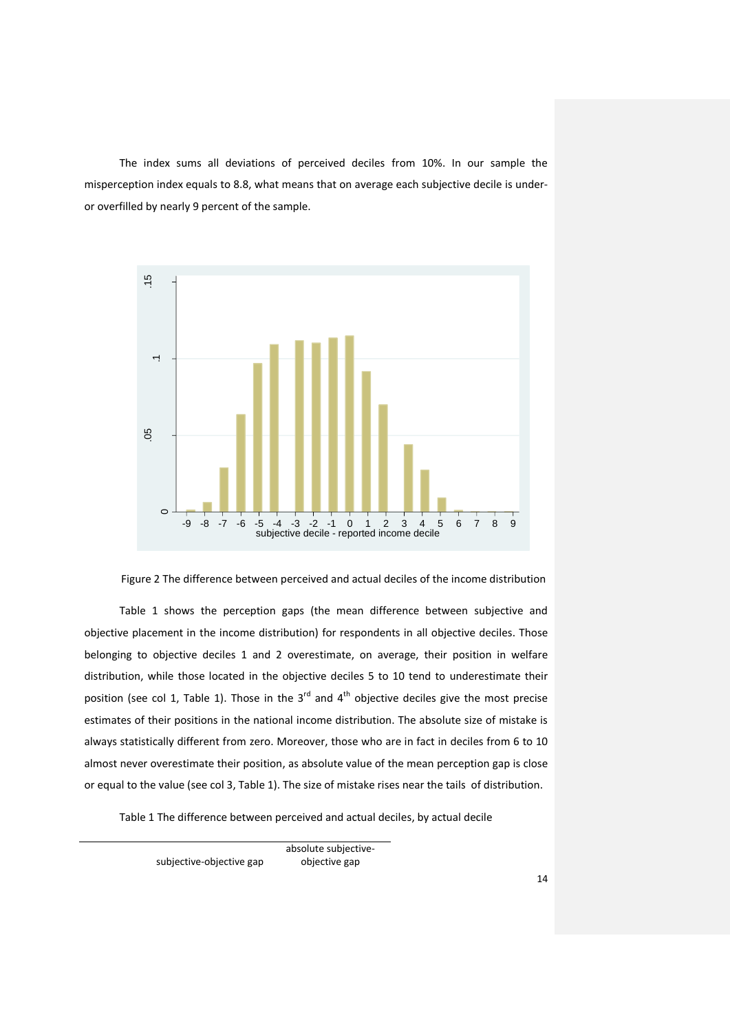The index sums all deviations of perceived deciles from 10%. In our sample the misperception index equals to 8.8, what means that on average each subjective decile is under- or overfilled by nearly 9 percent of the sample.

Figure 2 The difference between perceived and actual deciles of the income distribution

Table 1 shows the perception gaps (the mean difference between subjective and objective placement in the income distribution) for respondents in all objective deciles. Those belonging to objective deciles 1 and 2 overestimate, on average, their position in welfare distribution, while those located in the objective deciles 5 to 10 tend to underestimate their position (see col 1, Table 1). Those in the 3rd and 4th objective deciles give the most precise estimates of their positions in the national income distribution. The absolute size of mistake is always statistically different from zero. Moreover, those who are in fact in deciles from 6 to 10 almost never overestimate their position, as absolute value of the mean perception gap is close or equal to the value (see col 3, Table 1). The size of mistake rises near the tails of distribution.

Table 1 The difference between perceived and actual deciles, by actual decile

| subjective-objective gap | absolute subjective-objective gap |
|---|---|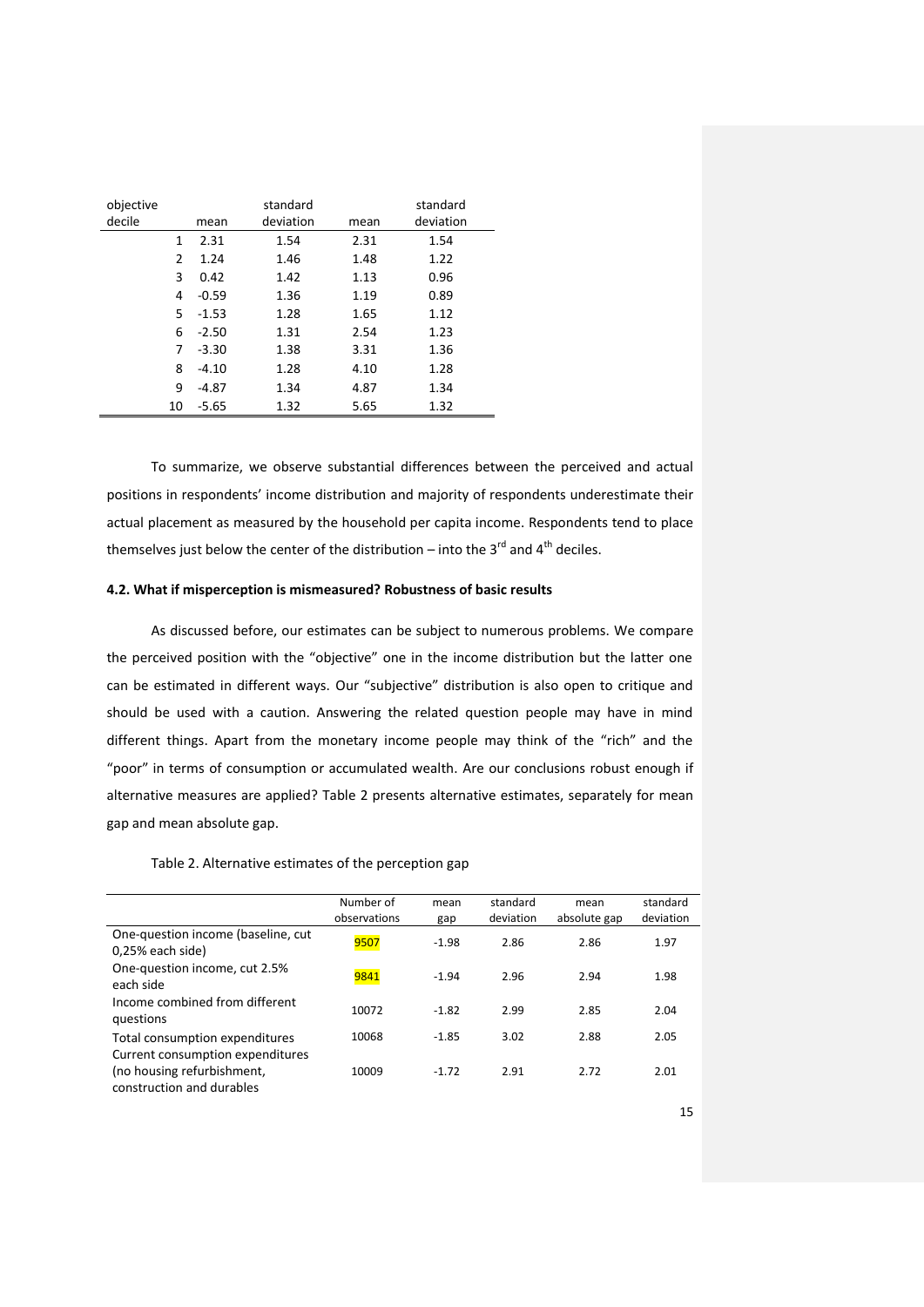| objective decile | mean | standard deviation | mean | standard deviation |
|---|---|---|---|---|
| 1 | 2.31 | 1.54 | 2.31 | 1.54 |
| 2 | 1.24 | 1.46 | 1.48 | 1.22 |
| 3 | 0.42 | 1.42 | 1.13 | 0.96 |
| 4 | -0.59 | 1.36 | 1.19 | 0.89 |
| 5 | -1.53 | 1.28 | 1.65 | 1.12 |
| 6 | -2.50 | 1.31 | 2.54 | 1.23 |
| 7 | -3.30 | 1.38 | 3.31 | 1.36 |
| 8 | -4.10 | 1.28 | 4.10 | 1.28 |
| 9 | -4.87 | 1.34 | 4.87 | 1.34 |
| 10 | -5.65 | 1.32 | 5.65 | 1.32 |

To summarize, we observe substantial differences between the perceived and actual positions in respondents' income distribution and majority of respondents underestimate their actual placement as measured by the household per capita income. Respondents tend to place themselves just below the center of the distribution – into the 3rd and 4th deciles.

### 4.2. What if misperception is mismeasured? Robustness of basic results

As discussed before, our estimates can be subject to numerous problems. We compare the perceived position with the "objective" one in the income distribution but the latter one can be estimated in different ways. Our "subjective" distribution is also open to critique and should be used with a caution. Answering the related question people may have in mind different things. Apart from the monetary income people may think of the "rich" and the "poor" in terms of consumption or accumulated wealth. Are our conclusions robust enough if alternative measures are applied? Table 2 presents alternative estimates, separately for mean gap and mean absolute gap.

Table 2. Alternative estimates of the perception gap

| | Number of observations | mean gap | standard deviation | mean absolute gap | standard deviation |
|---|---|---|---|---|---|
| One-question income (baseline, cut 0,25% each side) | 9507 | -1.98 | 2.86 | 2.86 | 1.97 |
| One-question income, cut 2.5% each side | 9841 | -1.94 | 2.96 | 2.94 | 1.98 |
| Income combined from different questions | 10072 | -1.82 | 2.99 | 2.85 | 2.04 |
| Total consumption expenditures | 10068 | -1.85 | 3.02 | 2.88 | 2.05 |
| Current consumption expenditures (no housing refurbishment, construction and durables | 10009 | -1.72 | 2.91 | 2.72 | 2.01 |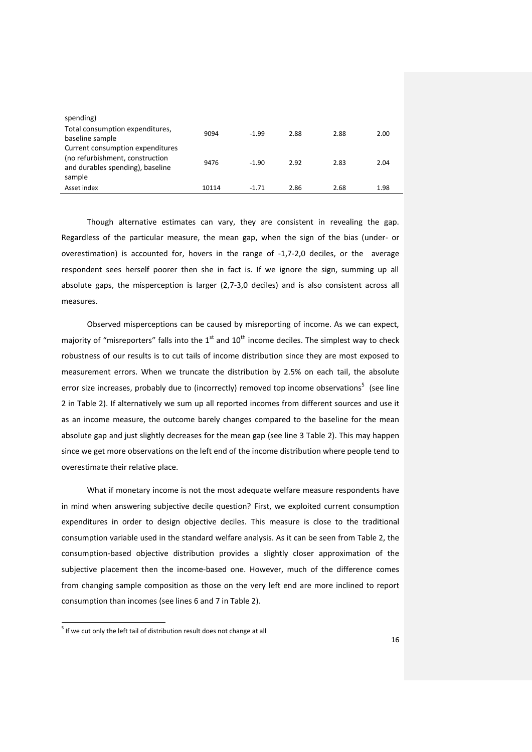| | | | | | |
|---|---|---|---|---|---|
| spending) | | | | | |
| Total consumption expenditures, baseline sample | 9094 | -1.99 | 2.88 | 2.88 | 2.00 |
| Current consumption expenditures (no refurbishment, construction and durables spending), baseline sample | 9476 | -1.90 | 2.92 | 2.83 | 2.04 |
| Asset index | 10114 | -1.71 | 2.86 | 2.68 | 1.98 |

Though alternative estimates can vary, they are consistent in revealing the gap. Regardless of the particular measure, the mean gap, when the sign of the bias (under- or overestimation) is accounted for, hovers in the range of -1,7-2,0 deciles, or the average respondent sees herself poorer then she in fact is. If we ignore the sign, summing up all absolute gaps, the misperception is larger (2,7-3,0 deciles) and is also consistent across all measures.

Observed misperceptions can be caused by misreporting of income. As we can expect, majority of "misreporters" falls into the 1st and 10th income deciles. The simplest way to check robustness of our results is to cut tails of income distribution since they are most exposed to measurement errors. When we truncate the distribution by 2.5% on each tail, the absolute error size increases, probably due to (incorrectly) removed top income observations[5] (see line 2 in Table 2). If alternatively we sum up all reported incomes from different sources and use it as an income measure, the outcome barely changes compared to the baseline for the mean absolute gap and just slightly decreases for the mean gap (see line 3 Table 2). This may happen since we get more observations on the left end of the income distribution where people tend to overestimate their relative place.

What if monetary income is not the most adequate welfare measure respondents have in mind when answering subjective decile question? First, we exploited current consumption expenditures in order to design objective deciles. This measure is close to the traditional consumption variable used in the standard welfare analysis. As it can be seen from Table 2, the consumption-based objective distribution provides a slightly closer approximation of the subjective placement then the income-based one. However, much of the difference comes from changing sample composition as those on the very left end are more inclined to report consumption than incomes (see lines 6 and 7 in Table 2).

[5] If we cut only the left tail of distribution result does not change at all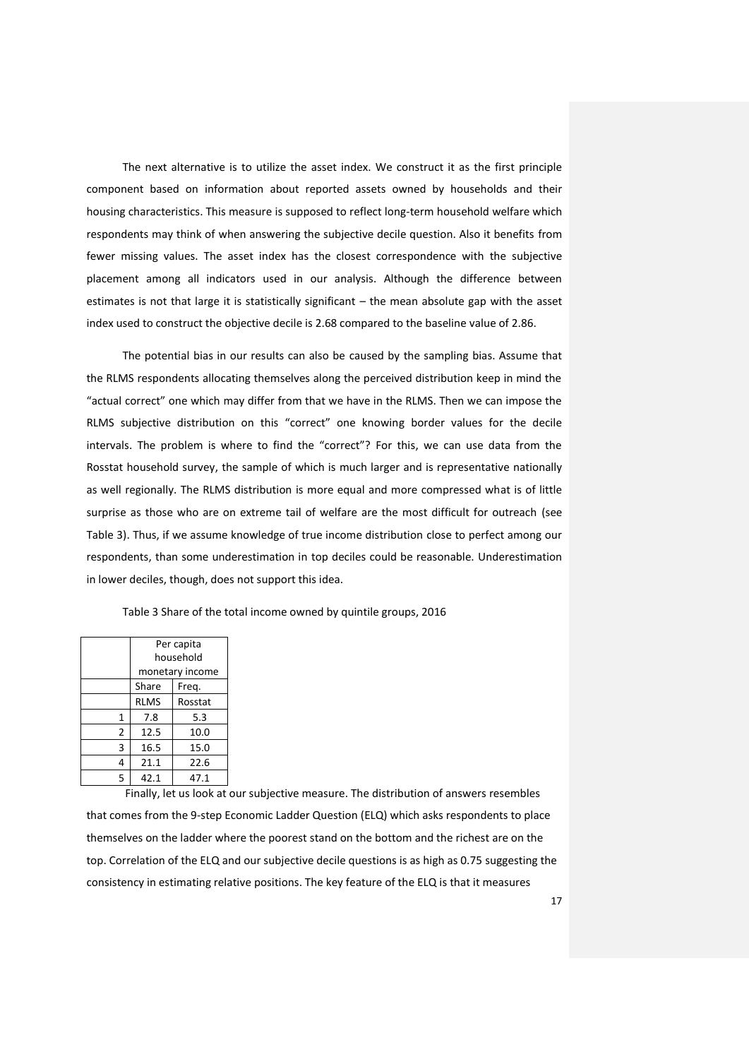The next alternative is to utilize the asset index. We construct it as the first principle component based on information about reported assets owned by households and their housing characteristics. This measure is supposed to reflect long-term household welfare which respondents may think of when answering the subjective decile question. Also it benefits from fewer missing values. The asset index has the closest correspondence with the subjective placement among all indicators used in our analysis. Although the difference between estimates is not that large it is statistically significant – the mean absolute gap with the asset index used to construct the objective decile is 2.68 compared to the baseline value of 2.86.

The potential bias in our results can also be caused by the sampling bias. Assume that the RLMS respondents allocating themselves along the perceived distribution keep in mind the "actual correct" one which may differ from that we have in the RLMS. Then we can impose the RLMS subjective distribution on this "correct" one knowing border values for the decile intervals. The problem is where to find the "correct"? For this, we can use data from the Rosstat household survey, the sample of which is much larger and is representative nationally as well regionally. The RLMS distribution is more equal and more compressed what is of little surprise as those who are on extreme tail of welfare are the most difficult for outreach (see Table 3). Thus, if we assume knowledge of true income distribution close to perfect among our respondents, than some underestimation in top deciles could be reasonable. Underestimation in lower deciles, though, does not support this idea.

Table 3 Share of the total income owned by quintile groups, 2016

| | Per capita household monetary income | |
|---|---|---|
| | Share | Freq. |
| | RLMS | Rosstat |
| 1 | 7.8 | 5.3 |
| 2 | 12.5 | 10.0 |
| 3 | 16.5 | 15.0 |
| 4 | 21.1 | 22.6 |
| 5 | 42.1 | 47.1 |

Finally, let us look at our subjective measure. The distribution of answers resembles that comes from the 9-step Economic Ladder Question (ELQ) which asks respondents to place themselves on the ladder where the poorest stand on the bottom and the richest are on the top. Correlation of the ELQ and our subjective decile questions is as high as 0.75 suggesting the consistency in estimating relative positions. The key feature of the ELQ is that it measures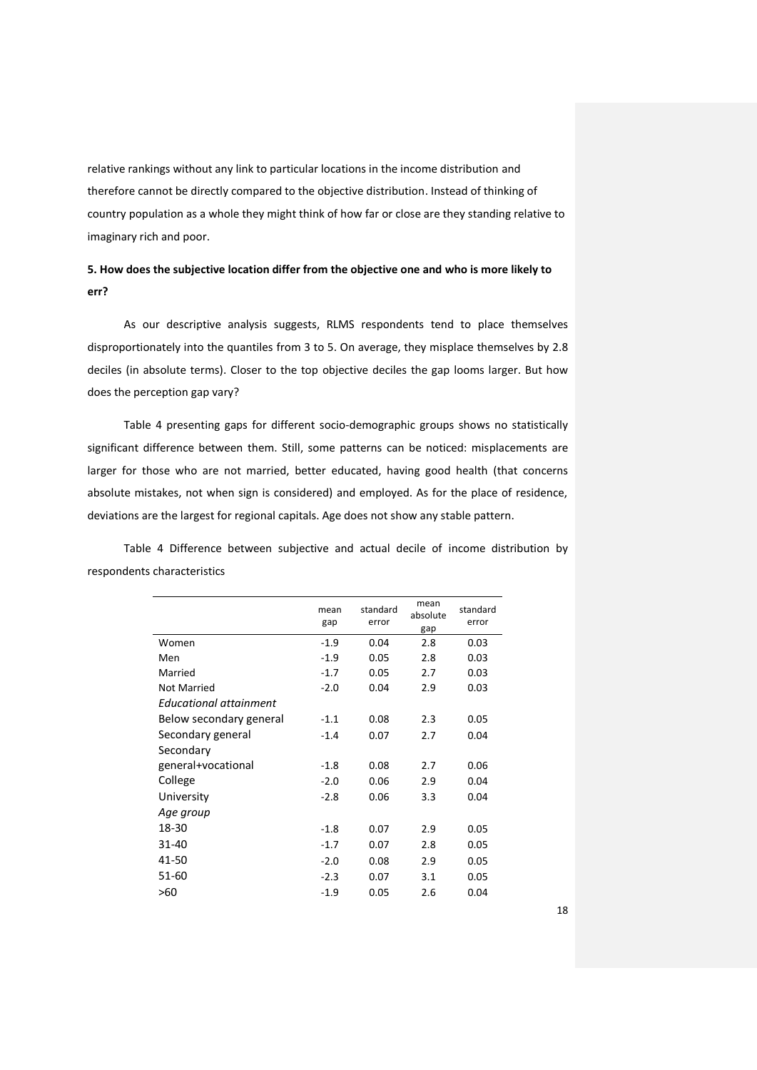relative rankings without any link to particular locations in the income distribution and therefore cannot be directly compared to the objective distribution. Instead of thinking of country population as a whole they might think of how far or close are they standing relative to imaginary rich and poor.

## 5. How does the subjective location differ from the objective one and who is more likely to err?

As our descriptive analysis suggests, RLMS respondents tend to place themselves disproportionately into the quantiles from 3 to 5. On average, they misplace themselves by 2.8 deciles (in absolute terms). Closer to the top objective deciles the gap looms larger. But how does the perception gap vary?

Table 4 presenting gaps for different socio-demographic groups shows no statistically significant difference between them. Still, some patterns can be noticed: misplacements are larger for those who are not married, better educated, having good health (that concerns absolute mistakes, not when sign is considered) and employed. As for the place of residence, deviations are the largest for regional capitals. Age does not show any stable pattern.

Table 4 Difference between subjective and actual decile of income distribution by respondents characteristics

| | mean gap | standard error | mean absolute gap | standard error |
|---|---|---|---|---|
| Women | -1.9 | 0.04 | 2.8 | 0.03 |
| Men | -1.9 | 0.05 | 2.8 | 0.03 |
| Married | -1.7 | 0.05 | 2.7 | 0.03 |
| Not Married | -2.0 | 0.04 | 2.9 | 0.03 |
| *Educational attainment* | | | | |
| Below secondary general | -1.1 | 0.08 | 2.3 | 0.05 |
| Secondary general | -1.4 | 0.07 | 2.7 | 0.04 |
| Secondary general+vocational | -1.8 | 0.08 | 2.7 | 0.06 |
| College | -2.0 | 0.06 | 2.9 | 0.04 |
| University | -2.8 | 0.06 | 3.3 | 0.04 |
| *Age group* | | | | |
| 18-30 | -1.8 | 0.07 | 2.9 | 0.05 |
| 31-40 | -1.7 | 0.07 | 2.8 | 0.05 |
| 41-50 | -2.0 | 0.08 | 2.9 | 0.05 |
| 51-60 | -2.3 | 0.07 | 3.1 | 0.05 |
| >60 | -1.9 | 0.05 | 2.6 | 0.04 |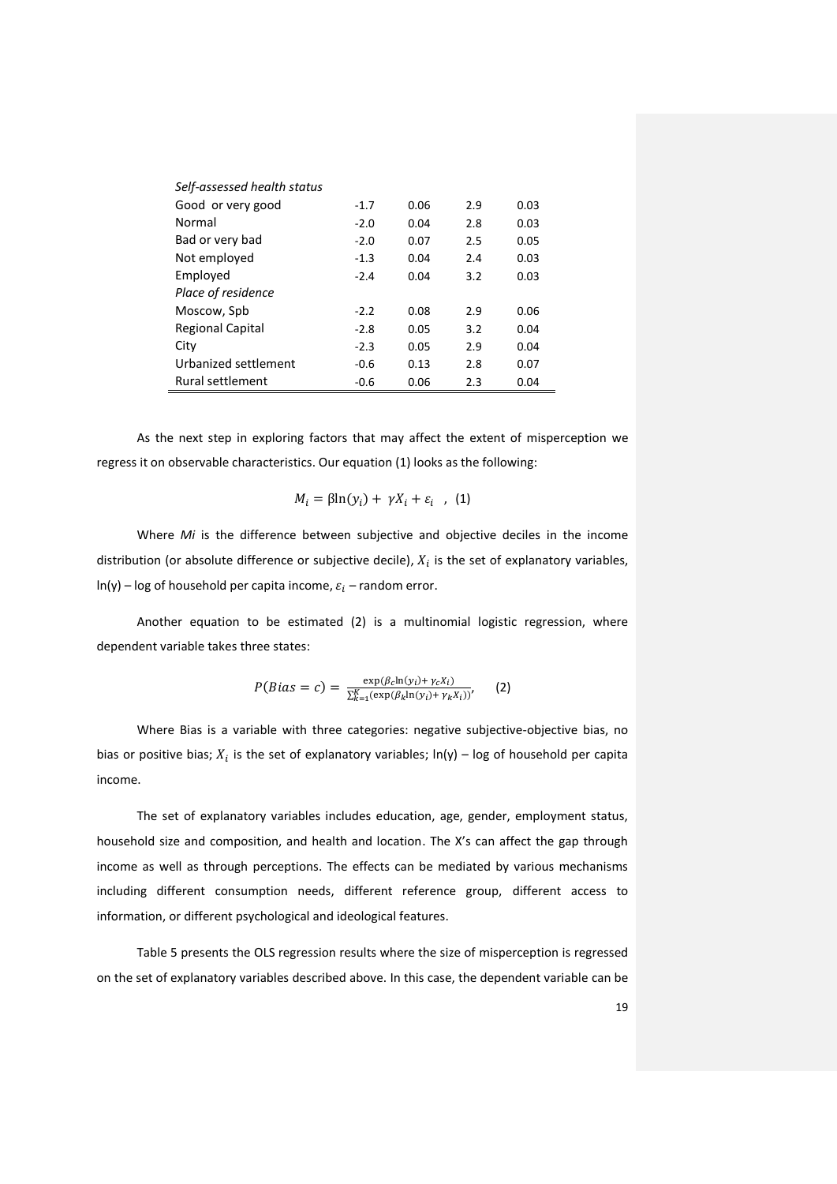| | | | | |
|---|---|---|---|---|
| *Self-assessed health status* | | | | |
| Good or very good | -1.7 | 0.06 | 2.9 | 0.03 |
| Normal | -2.0 | 0.04 | 2.8 | 0.03 |
| Bad or very bad | -2.0 | 0.07 | 2.5 | 0.05 |
| Not employed | -1.3 | 0.04 | 2.4 | 0.03 |
| Employed | -2.4 | 0.04 | 3.2 | 0.03 |
| *Place of residence* | | | | |
| Moscow, Spb | -2.2 | 0.08 | 2.9 | 0.06 |
| Regional Capital | -2.8 | 0.05 | 3.2 | 0.04 |
| City | -2.3 | 0.05 | 2.9 | 0.04 |
| Urbanized settlement | -0.6 | 0.13 | 2.8 | 0.07 |
| Rural settlement | -0.6 | 0.06 | 2.3 | 0.04 |

As the next step in exploring factors that may affect the extent of misperception we regress it on observable characteristics. Our equation (1) looks as the following:

$$M_i = \beta \ln(y_i) + \gamma X_i + \varepsilon_i \quad , \ (1)$$

Where *Mi* is the difference between subjective and objective deciles in the income distribution (or absolute difference or subjective decile), $X_i$ is the set of explanatory variables, ln(y) – log of household per capita income, $\varepsilon_i$ – random error.

Another equation to be estimated (2) is a multinomial logistic regression, where dependent variable takes three states:

$$P(Bias = c) = \frac{\exp(\beta_c \ln(y_i) + \gamma_c X_i)}{\sum_{k=1}^{K} (\exp(\beta_k \ln(y_i) + \gamma_k X_i))}, \qquad (2)$$

Where Bias is a variable with three categories: negative subjective-objective bias, no bias or positive bias; $X_i$ is the set of explanatory variables; ln(y) – log of household per capita income.

The set of explanatory variables includes education, age, gender, employment status, household size and composition, and health and location. The X's can affect the gap through income as well as through perceptions. The effects can be mediated by various mechanisms including different consumption needs, different reference group, different access to information, or different psychological and ideological features.

Table 5 presents the OLS regression results where the size of misperception is regressed on the set of explanatory variables described above. In this case, the dependent variable can be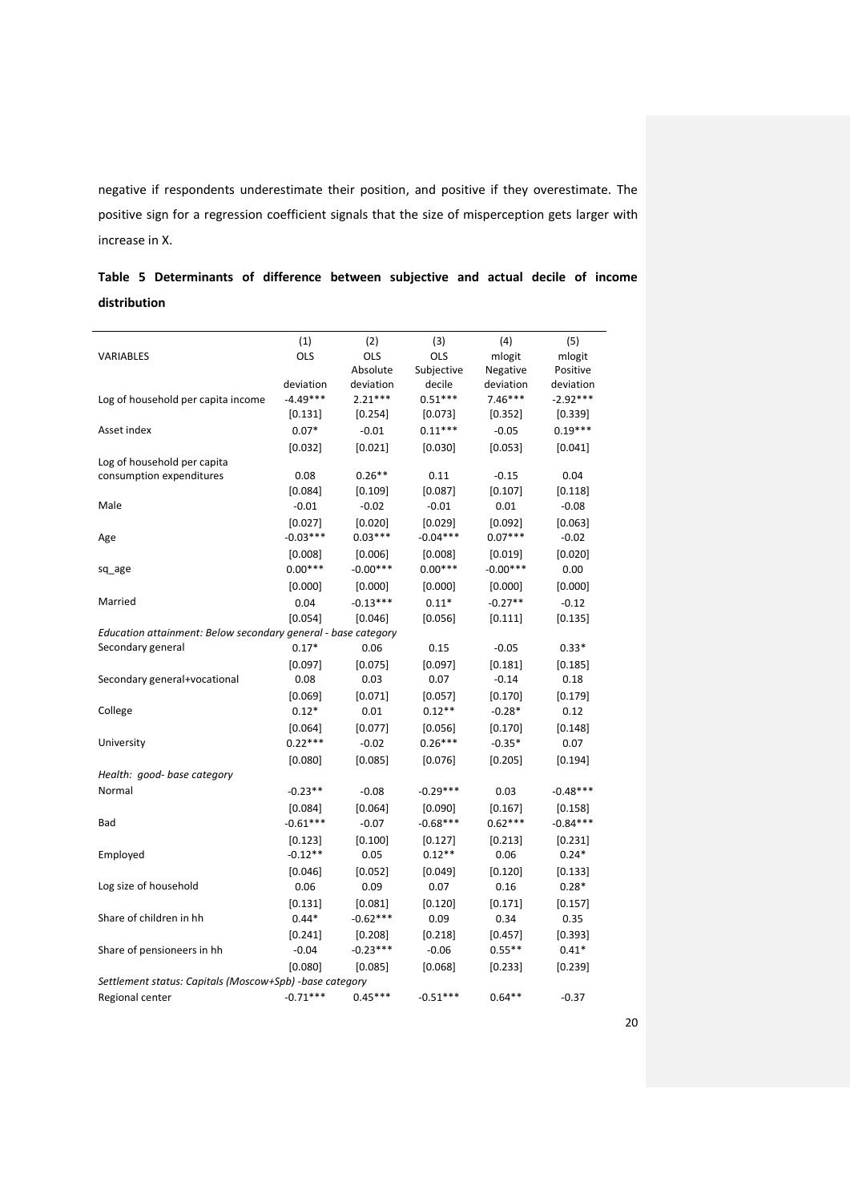negative if respondents underestimate their position, and positive if they overestimate. The positive sign for a regression coefficient signals that the size of misperception gets larger with increase in X.

**Table 5 Determinants of difference between subjective and actual decile of income distribution**

| | (1) | (2) | (3) | (4) | (5) |
|---|---|---|---|---|---|
| VARIABLES | OLS | OLS Absolute | OLS Subjective | mlogit Negative | mlogit Positive |
| | deviation | deviation | decile | deviation | deviation |
| Log of household per capita income | -4.49*** | 2.21*** | 0.51*** | 7.46*** | -2.92*** |
| | [0.131] | [0.254] | [0.073] | [0.352] | [0.339] |
| Asset index | 0.07* | -0.01 | 0.11*** | -0.05 | 0.19*** |
| | [0.032] | [0.021] | [0.030] | [0.053] | [0.041] |
| Log of household per capita consumption expenditures | 0.08 | 0.26** | 0.11 | -0.15 | 0.04 |
| | [0.084] | [0.109] | [0.087] | [0.107] | [0.118] |
| Male | -0.01 | -0.02 | -0.01 | 0.01 | -0.08 |
| | [0.027] | [0.020] | [0.029] | [0.092] | [0.063] |
| Age | -0.03*** | 0.03*** | -0.04*** | 0.07*** | -0.02 |
| | [0.008] | [0.006] | [0.008] | [0.019] | [0.020] |
| sq_age | 0.00*** | -0.00*** | 0.00*** | -0.00*** | 0.00 |
| | [0.000] | [0.000] | [0.000] | [0.000] | [0.000] |
| Married | 0.04 | -0.13*** | 0.11* | -0.27** | -0.12 |
| | [0.054] | [0.046] | [0.056] | [0.111] | [0.135] |
| *Education attainment: Below secondary general - base category* | | | | | |
| Secondary general | 0.17* | 0.06 | 0.15 | -0.05 | 0.33* |
| | [0.097] | [0.075] | [0.097] | [0.181] | [0.185] |
| Secondary general+vocational | 0.08 | 0.03 | 0.07 | -0.14 | 0.18 |
| | [0.069] | [0.071] | [0.057] | [0.170] | [0.179] |
| College | 0.12* | 0.01 | 0.12** | -0.28* | 0.12 |
| | [0.064] | [0.077] | [0.056] | [0.170] | [0.148] |
| University | 0.22*** | -0.02 | 0.26*** | -0.35* | 0.07 |
| | [0.080] | [0.085] | [0.076] | [0.205] | [0.194] |
| *Health: good- base category* | | | | | |
| Normal | -0.23** | -0.08 | -0.29*** | 0.03 | -0.48*** |
| | [0.084] | [0.064] | [0.090] | [0.167] | [0.158] |
| Bad | -0.61*** | -0.07 | -0.68*** | 0.62*** | -0.84*** |
| | [0.123] | [0.100] | [0.127] | [0.213] | [0.231] |
| Employed | -0.12** | 0.05 | 0.12** | 0.06 | 0.24* |
| | [0.046] | [0.052] | [0.049] | [0.120] | [0.133] |
| Log size of household | 0.06 | 0.09 | 0.07 | 0.16 | 0.28* |
| | [0.131] | [0.081] | [0.120] | [0.171] | [0.157] |
| Share of children in hh | 0.44* | -0.62*** | 0.09 | 0.34 | 0.35 |
| | [0.241] | [0.208] | [0.218] | [0.457] | [0.393] |
| Share of pensioneers in hh | -0.04 | -0.23*** | -0.06 | 0.55** | 0.41* |
| | [0.080] | [0.085] | [0.068] | [0.233] | [0.239] |
| *Settlement status: Capitals (Moscow+Spb) -base category* | | | | | |
| Regional center | -0.71*** | 0.45*** | -0.51*** | 0.64** | -0.37 |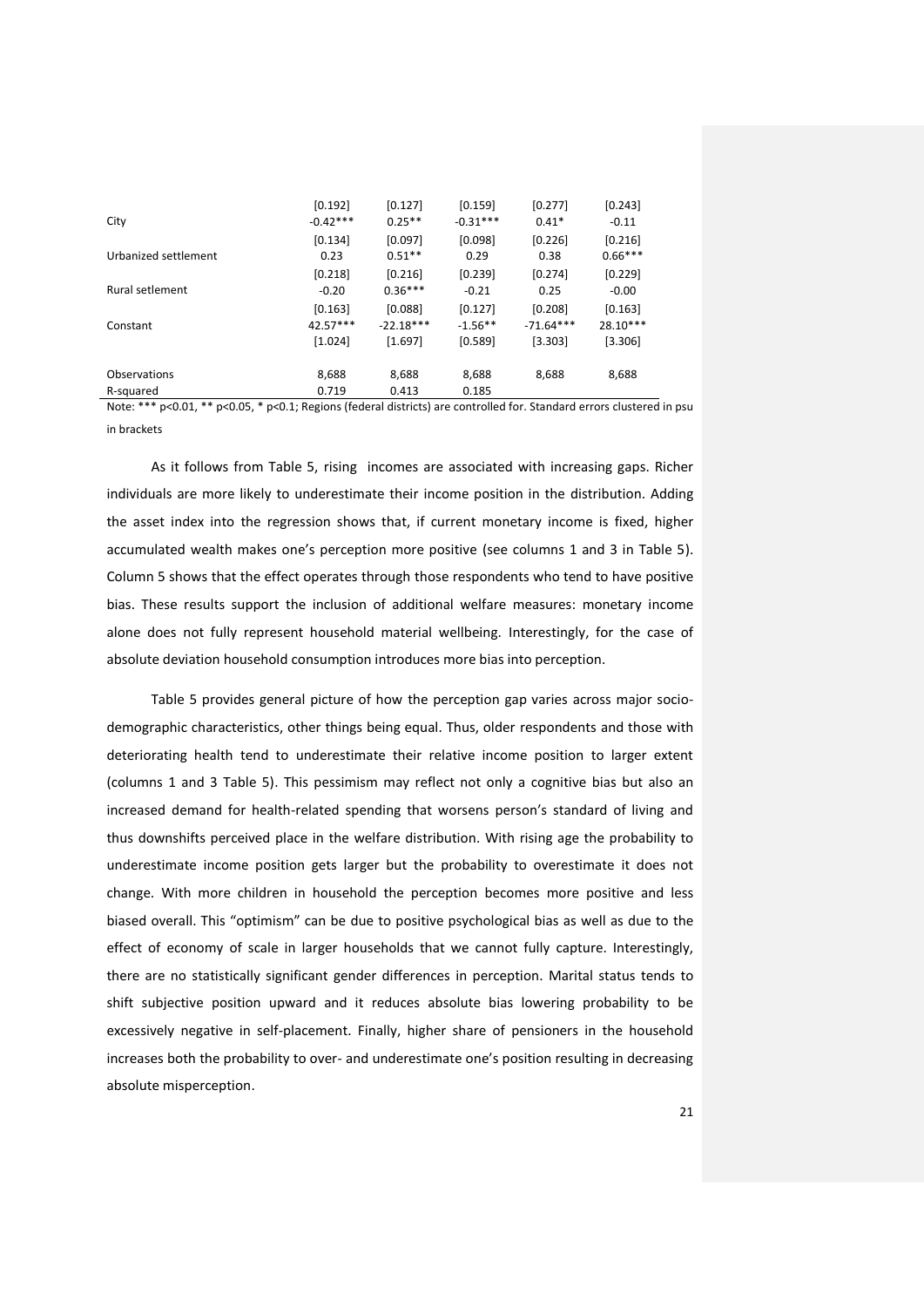|  |  |  |  |  |  |
|---|---|---|---|---|---|
|  | [0.192] | [0.127] | [0.159] | [0.277] | [0.243] |
| City | -0.42*** | 0.25** | -0.31*** | 0.41* | -0.11 |
|  | [0.134] | [0.097] | [0.098] | [0.226] | [0.216] |
| Urbanized settlement | 0.23 | 0.51** | 0.29 | 0.38 | 0.66*** |
|  | [0.218] | [0.216] | [0.239] | [0.274] | [0.229] |
| Rural setlement | -0.20 | 0.36*** | -0.21 | 0.25 | -0.00 |
|  | [0.163] | [0.088] | [0.127] | [0.208] | [0.163] |
| Constant | 42.57*** | -22.18*** | -1.56** | -71.64*** | 28.10*** |
|  | [1.024] | [1.697] | [0.589] | [3.303] | [3.306] |
| Observations | 8,688 | 8,688 | 8,688 | 8,688 | 8,688 |
| R-squared | 0.719 | 0.413 | 0.185 |  |  |

Note: *** p<0.01, ** p<0.05, * p<0.1; Regions (federal districts) are controlled for. Standard errors clustered in psu in brackets

As it follows from Table 5, rising incomes are associated with increasing gaps. Richer individuals are more likely to underestimate their income position in the distribution. Adding the asset index into the regression shows that, if current monetary income is fixed, higher accumulated wealth makes one's perception more positive (see columns 1 and 3 in Table 5). Column 5 shows that the effect operates through those respondents who tend to have positive bias. These results support the inclusion of additional welfare measures: monetary income alone does not fully represent household material wellbeing. Interestingly, for the case of absolute deviation household consumption introduces more bias into perception.

Table 5 provides general picture of how the perception gap varies across major socio-demographic characteristics, other things being equal. Thus, older respondents and those with deteriorating health tend to underestimate their relative income position to larger extent (columns 1 and 3 Table 5). This pessimism may reflect not only a cognitive bias but also an increased demand for health-related spending that worsens person's standard of living and thus downshifts perceived place in the welfare distribution. With rising age the probability to underestimate income position gets larger but the probability to overestimate it does not change. With more children in household the perception becomes more positive and less biased overall. This "optimism" can be due to positive psychological bias as well as due to the effect of economy of scale in larger households that we cannot fully capture. Interestingly, there are no statistically significant gender differences in perception. Marital status tends to shift subjective position upward and it reduces absolute bias lowering probability to be excessively negative in self-placement. Finally, higher share of pensioners in the household increases both the probability to over- and underestimate one's position resulting in decreasing absolute misperception.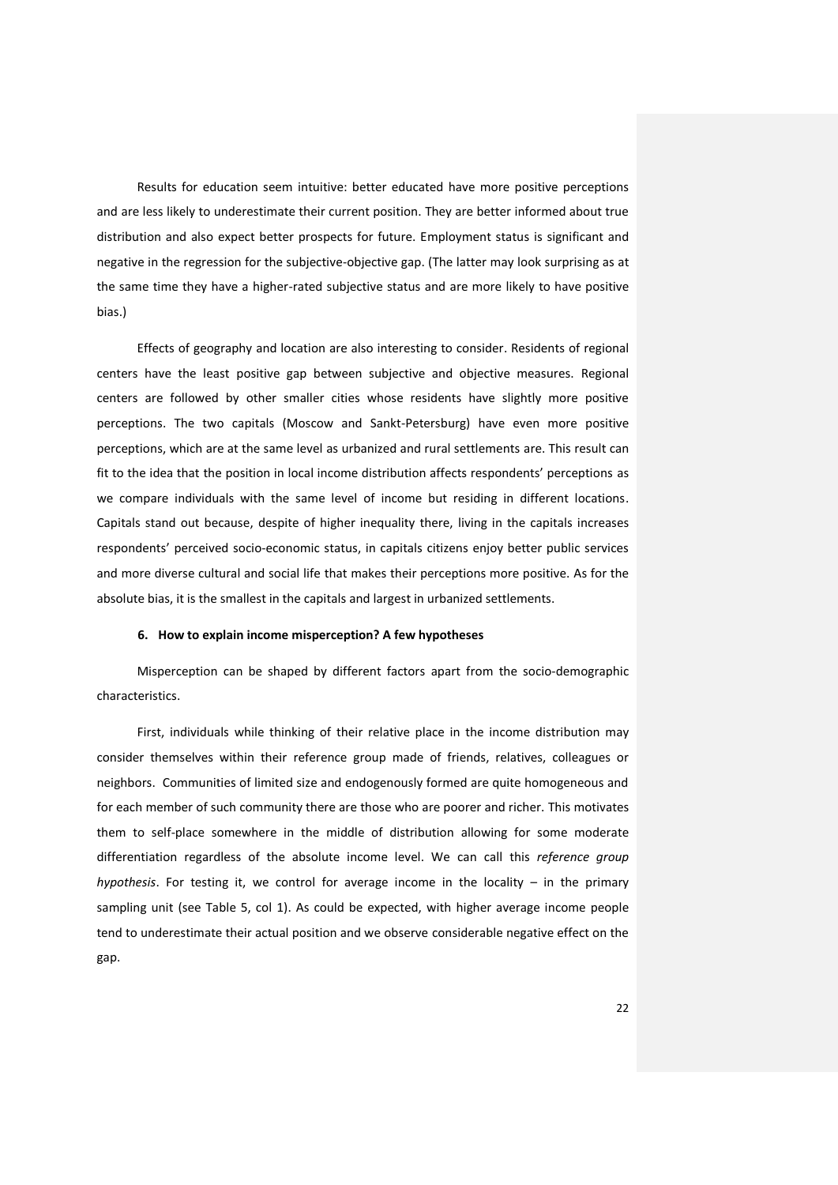Results for education seem intuitive: better educated have more positive perceptions and are less likely to underestimate their current position. They are better informed about true distribution and also expect better prospects for future. Employment status is significant and negative in the regression for the subjective-objective gap. (The latter may look surprising as at the same time they have a higher-rated subjective status and are more likely to have positive bias.)

Effects of geography and location are also interesting to consider. Residents of regional centers have the least positive gap between subjective and objective measures. Regional centers are followed by other smaller cities whose residents have slightly more positive perceptions. The two capitals (Moscow and Sankt-Petersburg) have even more positive perceptions, which are at the same level as urbanized and rural settlements are. This result can fit to the idea that the position in local income distribution affects respondents' perceptions as we compare individuals with the same level of income but residing in different locations. Capitals stand out because, despite of higher inequality there, living in the capitals increases respondents' perceived socio-economic status, in capitals citizens enjoy better public services and more diverse cultural and social life that makes their perceptions more positive. As for the absolute bias, it is the smallest in the capitals and largest in urbanized settlements.

## 6. How to explain income misperception? A few hypotheses

Misperception can be shaped by different factors apart from the socio-demographic characteristics.

First, individuals while thinking of their relative place in the income distribution may consider themselves within their reference group made of friends, relatives, colleagues or neighbors. Communities of limited size and endogenously formed are quite homogeneous and for each member of such community there are those who are poorer and richer. This motivates them to self-place somewhere in the middle of distribution allowing for some moderate differentiation regardless of the absolute income level. We can call this *reference group hypothesis*. For testing it, we control for average income in the locality – in the primary sampling unit (see Table 5, col 1). As could be expected, with higher average income people tend to underestimate their actual position and we observe considerable negative effect on the gap.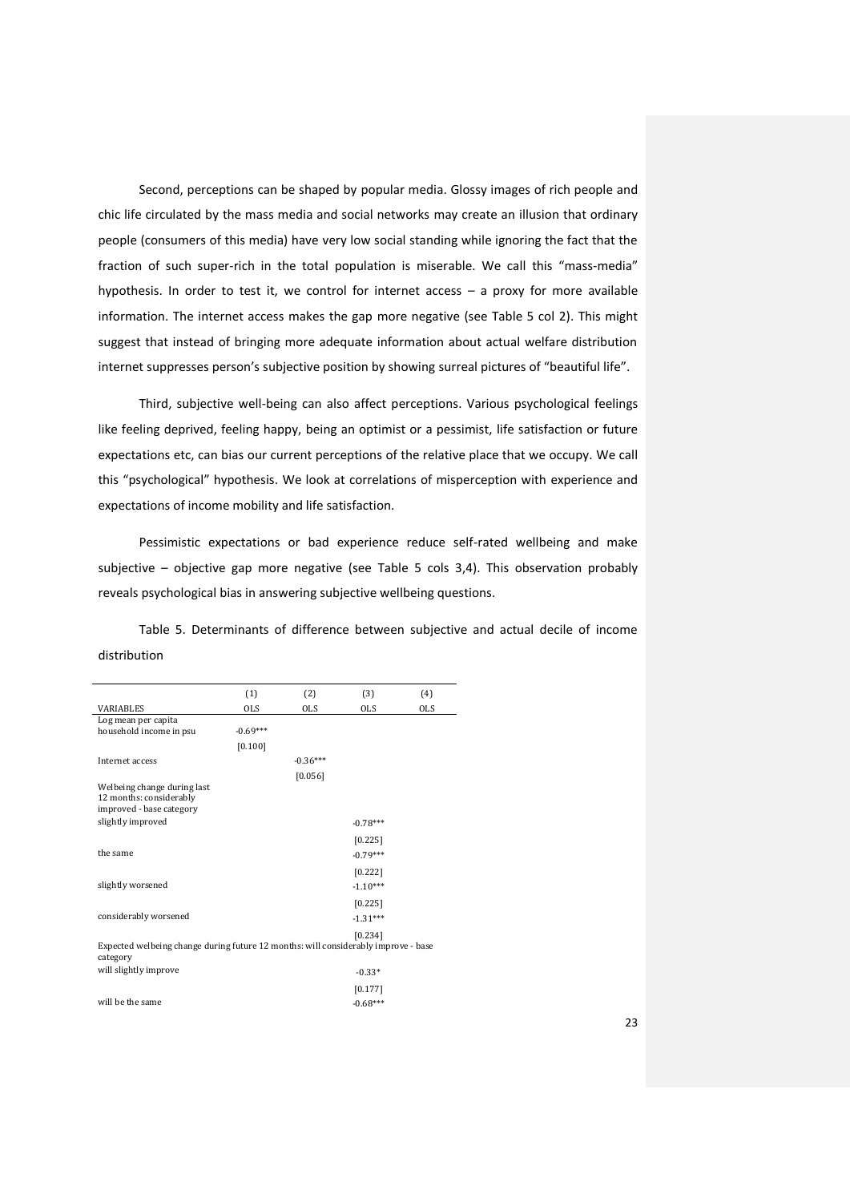Second, perceptions can be shaped by popular media. Glossy images of rich people and chic life circulated by the mass media and social networks may create an illusion that ordinary people (consumers of this media) have very low social standing while ignoring the fact that the fraction of such super-rich in the total population is miserable. We call this "mass-media" hypothesis. In order to test it, we control for internet access – a proxy for more available information. The internet access makes the gap more negative (see Table 5 col 2). This might suggest that instead of bringing more adequate information about actual welfare distribution internet suppresses person's subjective position by showing surreal pictures of "beautiful life".

Third, subjective well-being can also affect perceptions. Various psychological feelings like feeling deprived, feeling happy, being an optimist or a pessimist, life satisfaction or future expectations etc, can bias our current perceptions of the relative place that we occupy. We call this "psychological" hypothesis. We look at correlations of misperception with experience and expectations of income mobility and life satisfaction.

Pessimistic expectations or bad experience reduce self-rated wellbeing and make subjective – objective gap more negative (see Table 5 cols 3,4). This observation probably reveals psychological bias in answering subjective wellbeing questions.

Table 5. Determinants of difference between subjective and actual decile of income distribution

| | (1) | (2) | (3) | (4) |
|---|---|---|---|---|
| VARIABLES | OLS | OLS | OLS | OLS |
| Log mean per capita household income in psu | -0.69*** | | | |
| | [0.100] | | | |
| Internet access | | -0.36*** | | |
| | | [0.056] | | |
| Welbeing change during last 12 months: considerably improved - base category | | | | |
| slightly improved | | | -0.78*** | |
| | | | [0.225] | |
| the same | | | -0.79*** | |
| | | | [0.222] | |
| slightly worsened | | | -1.10*** | |
| | | | [0.225] | |
| considerably worsened | | | -1.31*** | |
| | | | [0.234] | |
| Expected welbeing change during future 12 months: will considerably improve - base category | | | | |
| will slightly improve | | | -0.33* | |
| | | | [0.177] | |
| will be the same | | | -0.68*** | |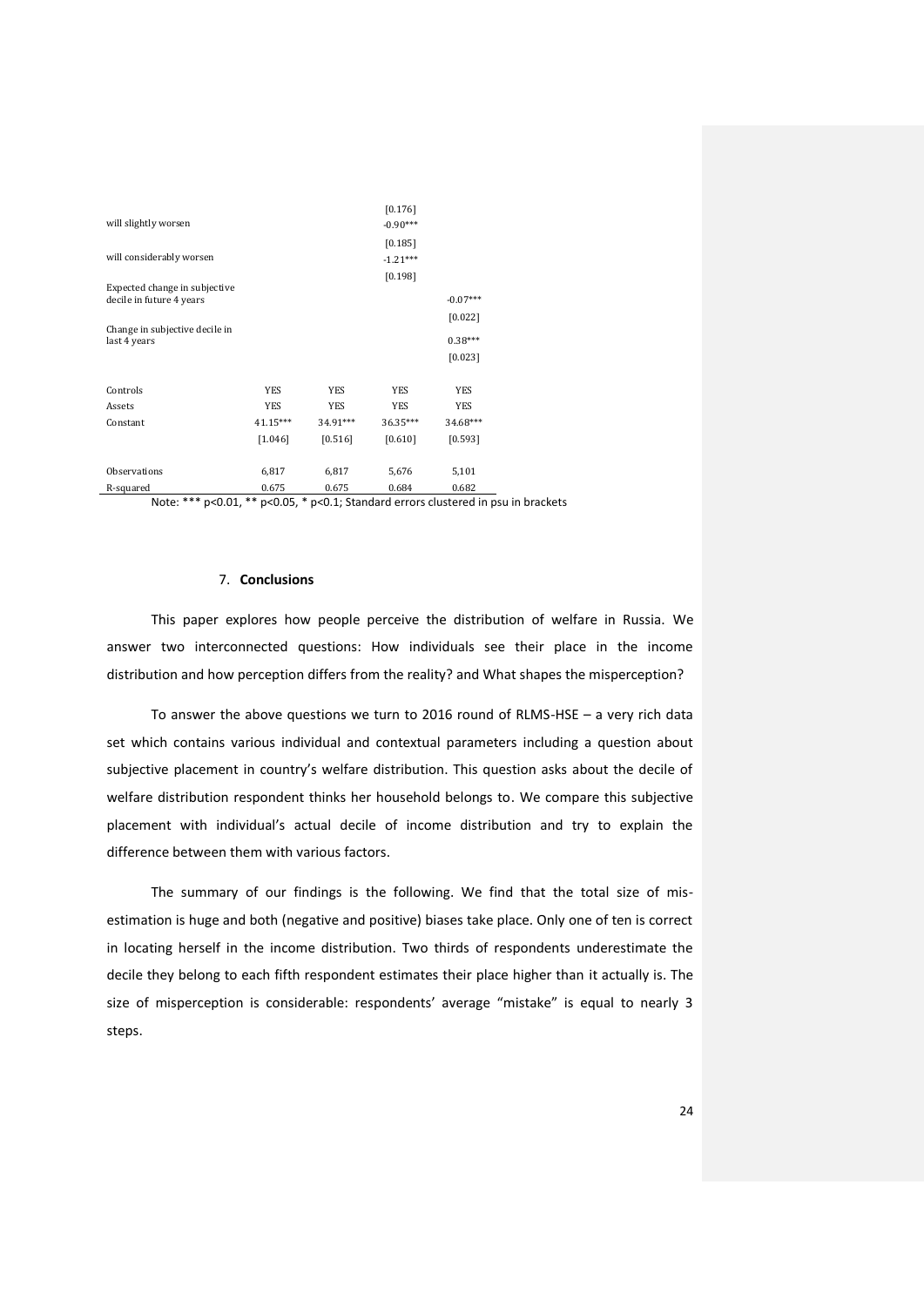| | | | | |
|---|---|---|---|---|
| | | | [0.176] | |
| will slightly worsen | | | -0.90*** | |
| | | | [0.185] | |
| will considerably worsen | | | -1.21*** | |
| | | | [0.198] | |
| Expected change in subjective decile in future 4 years | | | | -0.07*** |
| | | | | [0.022] |
| Change in subjective decile in last 4 years | | | | 0.38*** |
| | | | | [0.023] |
| Controls | YES | YES | YES | YES |
| Assets | YES | YES | YES | YES |
| Constant | 41.15*** | 34.91*** | 36.35*** | 34.68*** |
| | [1.046] | [0.516] | [0.610] | [0.593] |
| Observations | 6,817 | 6,817 | 5,676 | 5,101 |
| R-squared | 0.675 | 0.675 | 0.684 | 0.682 |

Note: *** p<0.01, ** p<0.05, * p<0.1; Standard errors clustered in psu in brackets

## 7. **Conclusions**

This paper explores how people perceive the distribution of welfare in Russia. We answer two interconnected questions: How individuals see their place in the income distribution and how perception differs from the reality? and What shapes the misperception?

To answer the above questions we turn to 2016 round of RLMS-HSE – a very rich data set which contains various individual and contextual parameters including a question about subjective placement in country's welfare distribution. This question asks about the decile of welfare distribution respondent thinks her household belongs to. We compare this subjective placement with individual's actual decile of income distribution and try to explain the difference between them with various factors.

The summary of our findings is the following. We find that the total size of mis-estimation is huge and both (negative and positive) biases take place. Only one of ten is correct in locating herself in the income distribution. Two thirds of respondents underestimate the decile they belong to each fifth respondent estimates their place higher than it actually is. The size of misperception is considerable: respondents' average "mistake" is equal to nearly 3 steps.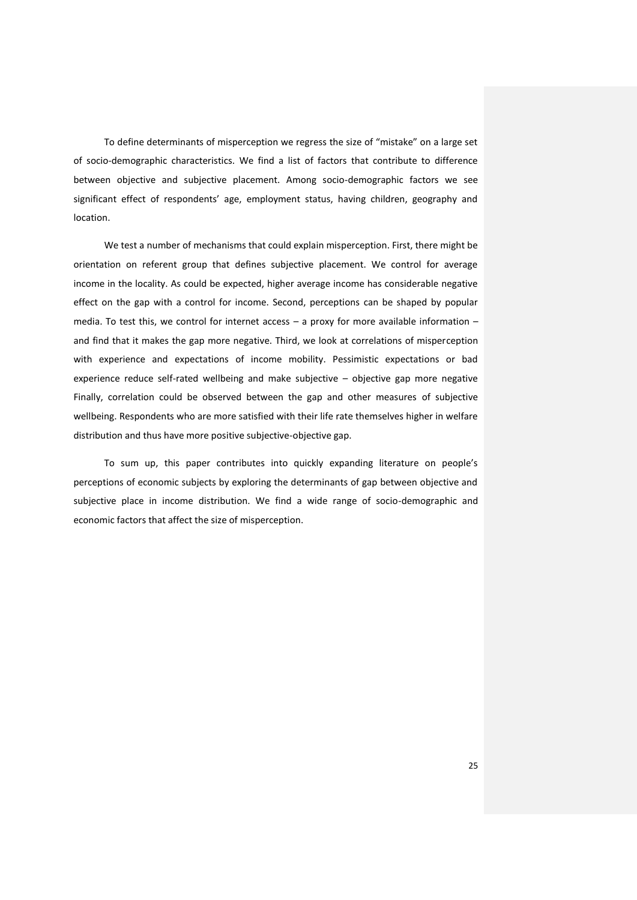To define determinants of misperception we regress the size of "mistake" on a large set of socio-demographic characteristics. We find a list of factors that contribute to difference between objective and subjective placement. Among socio-demographic factors we see significant effect of respondents' age, employment status, having children, geography and location.

We test a number of mechanisms that could explain misperception. First, there might be orientation on referent group that defines subjective placement. We control for average income in the locality. As could be expected, higher average income has considerable negative effect on the gap with a control for income. Second, perceptions can be shaped by popular media. To test this, we control for internet access – a proxy for more available information – and find that it makes the gap more negative. Third, we look at correlations of misperception with experience and expectations of income mobility. Pessimistic expectations or bad experience reduce self-rated wellbeing and make subjective – objective gap more negative Finally, correlation could be observed between the gap and other measures of subjective wellbeing. Respondents who are more satisfied with their life rate themselves higher in welfare distribution and thus have more positive subjective-objective gap.

To sum up, this paper contributes into quickly expanding literature on people's perceptions of economic subjects by exploring the determinants of gap between objective and subjective place in income distribution. We find a wide range of socio-demographic and economic factors that affect the size of misperception.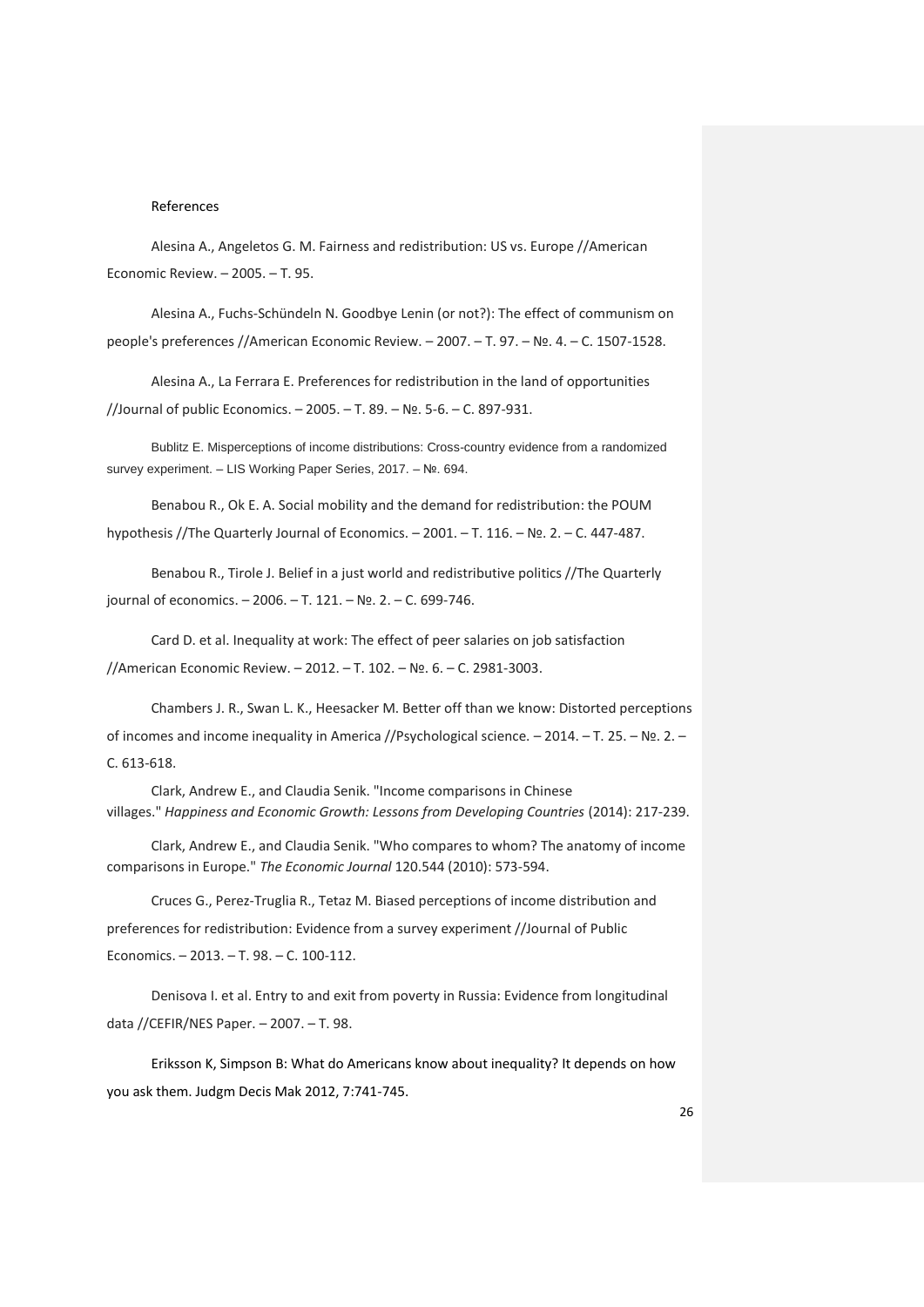References

Alesina A., Angeletos G. M. Fairness and redistribution: US vs. Europe //American Economic Review. – 2005. – T. 95.

Alesina A., Fuchs-Schündeln N. Goodbye Lenin (or not?): The effect of communism on people's preferences //American Economic Review. – 2007. – T. 97. – №. 4. – C. 1507-1528.

Alesina A., La Ferrara E. Preferences for redistribution in the land of opportunities //Journal of public Economics. – 2005. – T. 89. – №. 5-6. – C. 897-931.

Bublitz E. Misperceptions of income distributions: Cross-country evidence from a randomized survey experiment. – LIS Working Paper Series, 2017. – №. 694.

Benabou R., Ok E. A. Social mobility and the demand for redistribution: the POUM hypothesis //The Quarterly Journal of Economics. – 2001. – T. 116. – №. 2. – C. 447-487.

Benabou R., Tirole J. Belief in a just world and redistributive politics //The Quarterly journal of economics. – 2006. – T. 121. – №. 2. – C. 699-746.

Card D. et al. Inequality at work: The effect of peer salaries on job satisfaction //American Economic Review. – 2012. – T. 102. – №. 6. – C. 2981-3003.

Chambers J. R., Swan L. K., Heesacker M. Better off than we know: Distorted perceptions of incomes and income inequality in America //Psychological science. – 2014. – T. 25. – №. 2. – C. 613-618.

Clark, Andrew E., and Claudia Senik. "Income comparisons in Chinese villages." *Happiness and Economic Growth: Lessons from Developing Countries* (2014): 217-239.

Clark, Andrew E., and Claudia Senik. "Who compares to whom? The anatomy of income comparisons in Europe." *The Economic Journal* 120.544 (2010): 573-594.

Cruces G., Perez-Truglia R., Tetaz M. Biased perceptions of income distribution and preferences for redistribution: Evidence from a survey experiment //Journal of Public Economics. – 2013. – T. 98. – C. 100-112.

Denisova I. et al. Entry to and exit from poverty in Russia: Evidence from longitudinal data //CEFIR/NES Paper. – 2007. – T. 98.

Eriksson K, Simpson B: What do Americans know about inequality? It depends on how you ask them. Judgm Decis Mak 2012, 7:741-745.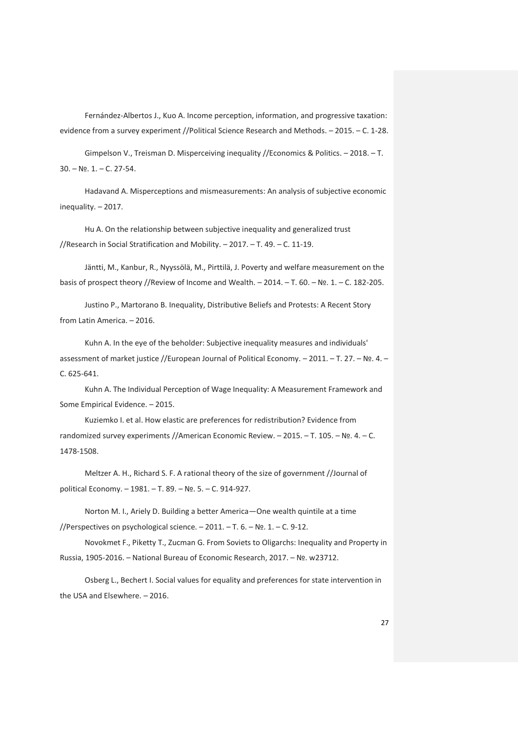Fernández-Albertos J., Kuo A. Income perception, information, and progressive taxation: evidence from a survey experiment //Political Science Research and Methods. – 2015. – С. 1-28.

Gimpelson V., Treisman D. Misperceiving inequality //Economics & Politics. – 2018. – Т. 30. – №. 1. – С. 27-54.

Hadavand A. Misperceptions and mismeasurements: An analysis of subjective economic inequality. – 2017.

Hu A. On the relationship between subjective inequality and generalized trust //Research in Social Stratification and Mobility. – 2017. – Т. 49. – С. 11-19.

Jäntti, M., Kanbur, R., Nyyssölä, M., Pirttilä, J. Poverty and welfare measurement on the basis of prospect theory //Review of Income and Wealth. – 2014. – Т. 60. – №. 1. – С. 182-205.

Justino P., Martorano B. Inequality, Distributive Beliefs and Protests: A Recent Story from Latin America. – 2016.

Kuhn A. In the eye of the beholder: Subjective inequality measures and individuals' assessment of market justice //European Journal of Political Economy. – 2011. – Т. 27. – №. 4. – С. 625-641.

Kuhn A. The Individual Perception of Wage Inequality: A Measurement Framework and Some Empirical Evidence. – 2015.

Kuziemko I. et al. How elastic are preferences for redistribution? Evidence from randomized survey experiments //American Economic Review. – 2015. – Т. 105. – №. 4. – С. 1478-1508.

Meltzer A. H., Richard S. F. A rational theory of the size of government //Journal of political Economy. – 1981. – Т. 89. – №. 5. – С. 914-927.

Norton M. I., Ariely D. Building a better America—One wealth quintile at a time //Perspectives on psychological science. – 2011. – Т. 6. – №. 1. – С. 9-12.

Novokmet F., Piketty T., Zucman G. From Soviets to Oligarchs: Inequality and Property in Russia, 1905-2016. – National Bureau of Economic Research, 2017. – №. w23712.

Osberg L., Bechert I. Social values for equality and preferences for state intervention in the USA and Elsewhere. – 2016.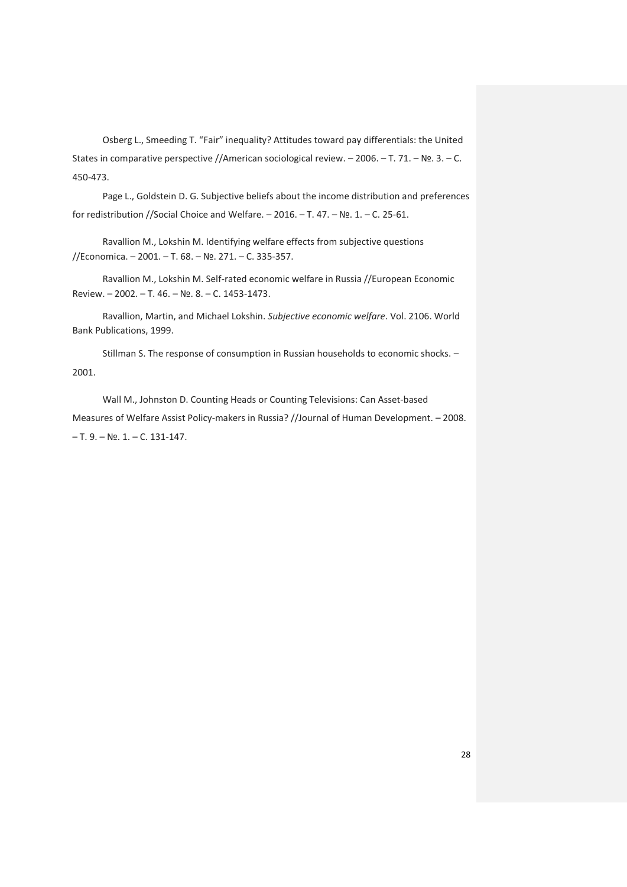Osberg L., Smeeding T. "Fair" inequality? Attitudes toward pay differentials: the United States in comparative perspective //American sociological review. – 2006. – Т. 71. – №. 3. – С. 450-473.

Page L., Goldstein D. G. Subjective beliefs about the income distribution and preferences for redistribution //Social Choice and Welfare. – 2016. – Т. 47. – №. 1. – С. 25-61.

Ravallion M., Lokshin M. Identifying welfare effects from subjective questions //Economica. – 2001. – Т. 68. – №. 271. – С. 335-357.

Ravallion M., Lokshin M. Self-rated economic welfare in Russia //European Economic Review. – 2002. – Т. 46. – №. 8. – С. 1453-1473.

Ravallion, Martin, and Michael Lokshin. *Subjective economic welfare*. Vol. 2106. World Bank Publications, 1999.

Stillman S. The response of consumption in Russian households to economic shocks. – 2001.

Wall M., Johnston D. Counting Heads or Counting Televisions: Can Asset-based Measures of Welfare Assist Policy-makers in Russia? //Journal of Human Development. – 2008. – Т. 9. – №. 1. – С. 131-147.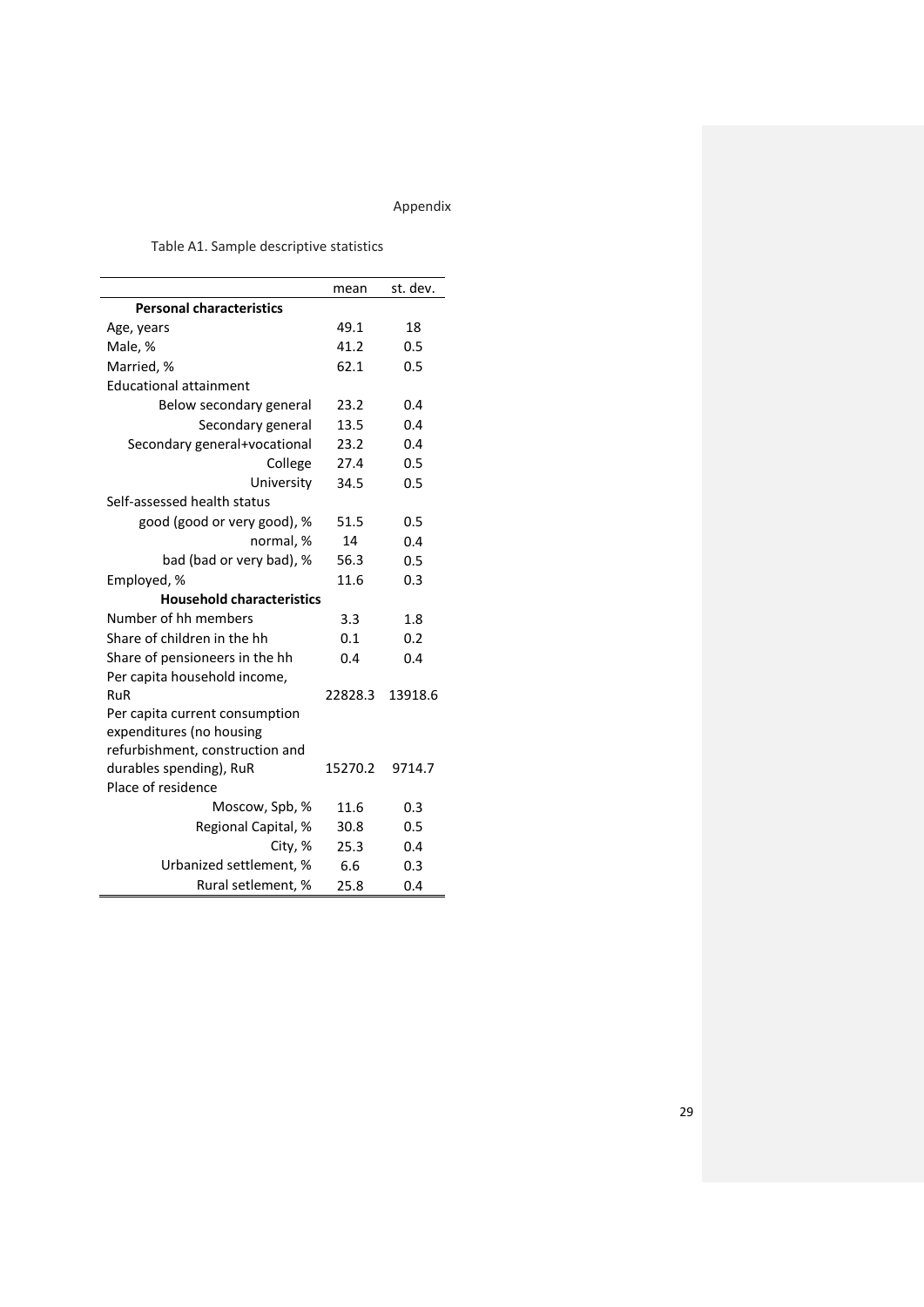Appendix

Table A1. Sample descriptive statistics

| | mean | st. dev. |
|---|---|---|
| **Personal characteristics** | | |
| Age, years | 49.1 | 18 |
| Male, % | 41.2 | 0.5 |
| Married, % | 62.1 | 0.5 |
| Educational attainment | | |
| Below secondary general | 23.2 | 0.4 |
| Secondary general | 13.5 | 0.4 |
| Secondary general+vocational | 23.2 | 0.4 |
| College | 27.4 | 0.5 |
| University | 34.5 | 0.5 |
| Self-assessed health status | | |
| good (good or very good), % | 51.5 | 0.5 |
| normal, % | 14 | 0.4 |
| bad (bad or very bad), % | 56.3 | 0.5 |
| Employed, % | 11.6 | 0.3 |
| **Household characteristics** | | |
| Number of hh members | 3.3 | 1.8 |
| Share of children in the hh | 0.1 | 0.2 |
| Share of pensioneers in the hh | 0.4 | 0.4 |
| Per capita household income, RuR | 22828.3 | 13918.6 |
| Per capita current consumption expenditures (no housing refurbishment, construction and durables spending), RuR | 15270.2 | 9714.7 |
| Place of residence | | |
| Moscow, Spb, % | 11.6 | 0.3 |
| Regional Capital, % | 30.8 | 0.5 |
| City, % | 25.3 | 0.4 |
| Urbanized settlement, % | 6.6 | 0.3 |
| Rural setlement, % | 25.8 | 0.4 |